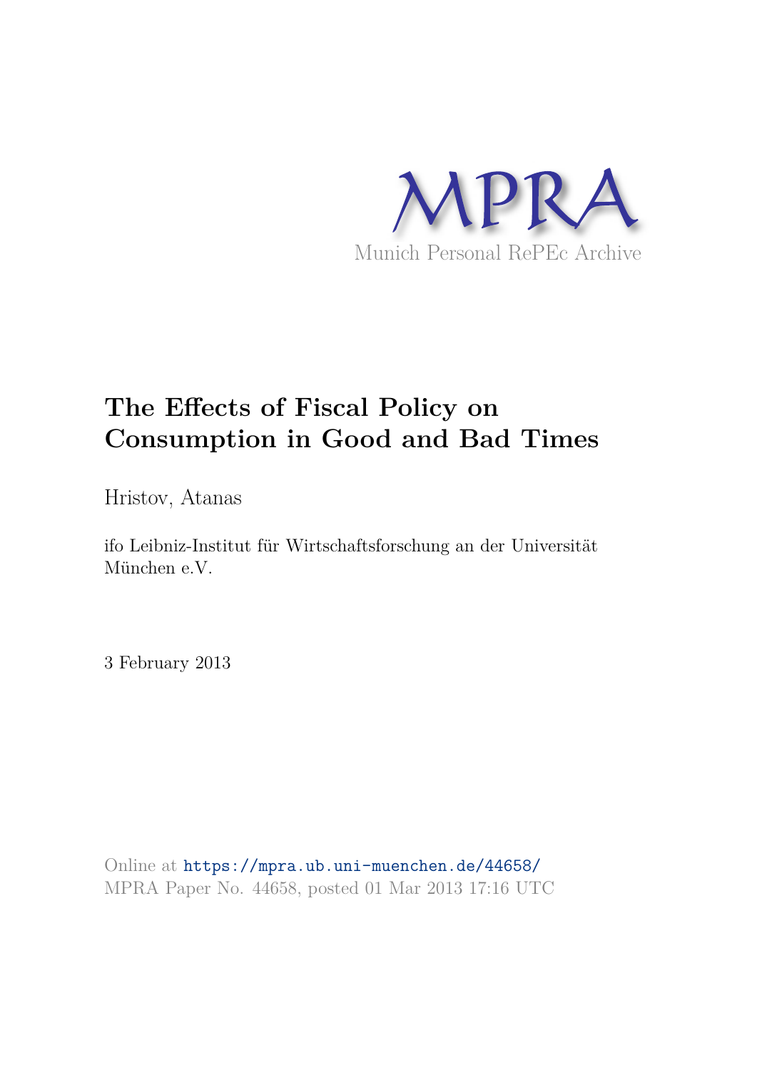MPRA

Munich Personal RePEc Archive

# The Effects of Fiscal Policy on Consumption in Good and Bad Times

Hristov, Atanas

ifo Leibniz-Institut für Wirtschaftsforschung an der Universität München e.V.

3 February 2013

Online at https://mpra.ub.uni-muenchen.de/44658/
MPRA Paper No. 44658, posted 01 Mar 2013 17:16 UTC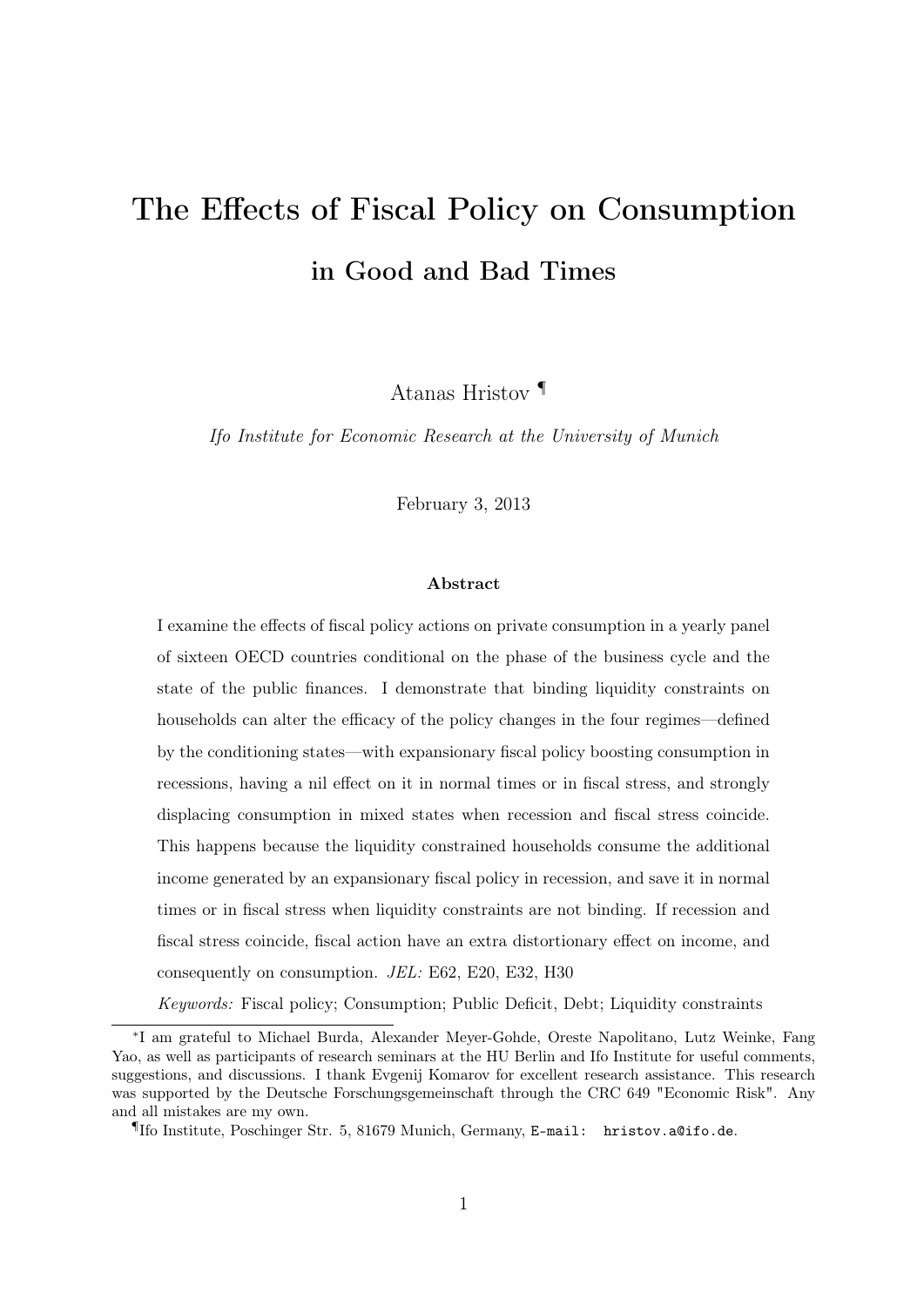# The Effects of Fiscal Policy on Consumption

## in Good and Bad Times

Atanas Hristov [¶]

*Ifo Institute for Economic Research at the University of Munich*

February 3, 2013

#### Abstract

I examine the effects of fiscal policy actions on private consumption in a yearly panel of sixteen OECD countries conditional on the phase of the business cycle and the state of the public finances. I demonstrate that binding liquidity constraints on households can alter the efficacy of the policy changes in the four regimes—defined by the conditioning states—with expansionary fiscal policy boosting consumption in recessions, having a nil effect on it in normal times or in fiscal stress, and strongly displacing consumption in mixed states when recession and fiscal stress coincide. This happens because the liquidity constrained households consume the additional income generated by an expansionary fiscal policy in recession, and save it in normal times or in fiscal stress when liquidity constraints are not binding. If recession and fiscal stress coincide, fiscal action have an extra distortionary effect on income, and consequently on consumption. *JEL:* E62, E20, E32, H30

*Keywords:* Fiscal policy; Consumption; Public Deficit, Debt; Liquidity constraints

---

[*] I am grateful to Michael Burda, Alexander Meyer-Gohde, Oreste Napolitano, Lutz Weinke, Fang Yao, as well as participants of research seminars at the HU Berlin and Ifo Institute for useful comments, suggestions, and discussions. I thank Evgenij Komarov for excellent research assistance. This research was supported by the Deutsche Forschungsgemeinschaft through the CRC 649 "Economic Risk". Any and all mistakes are my own.

[¶] Ifo Institute, Poschinger Str. 5, 81679 Munich, Germany, E-mail: hristov.a@ifo.de.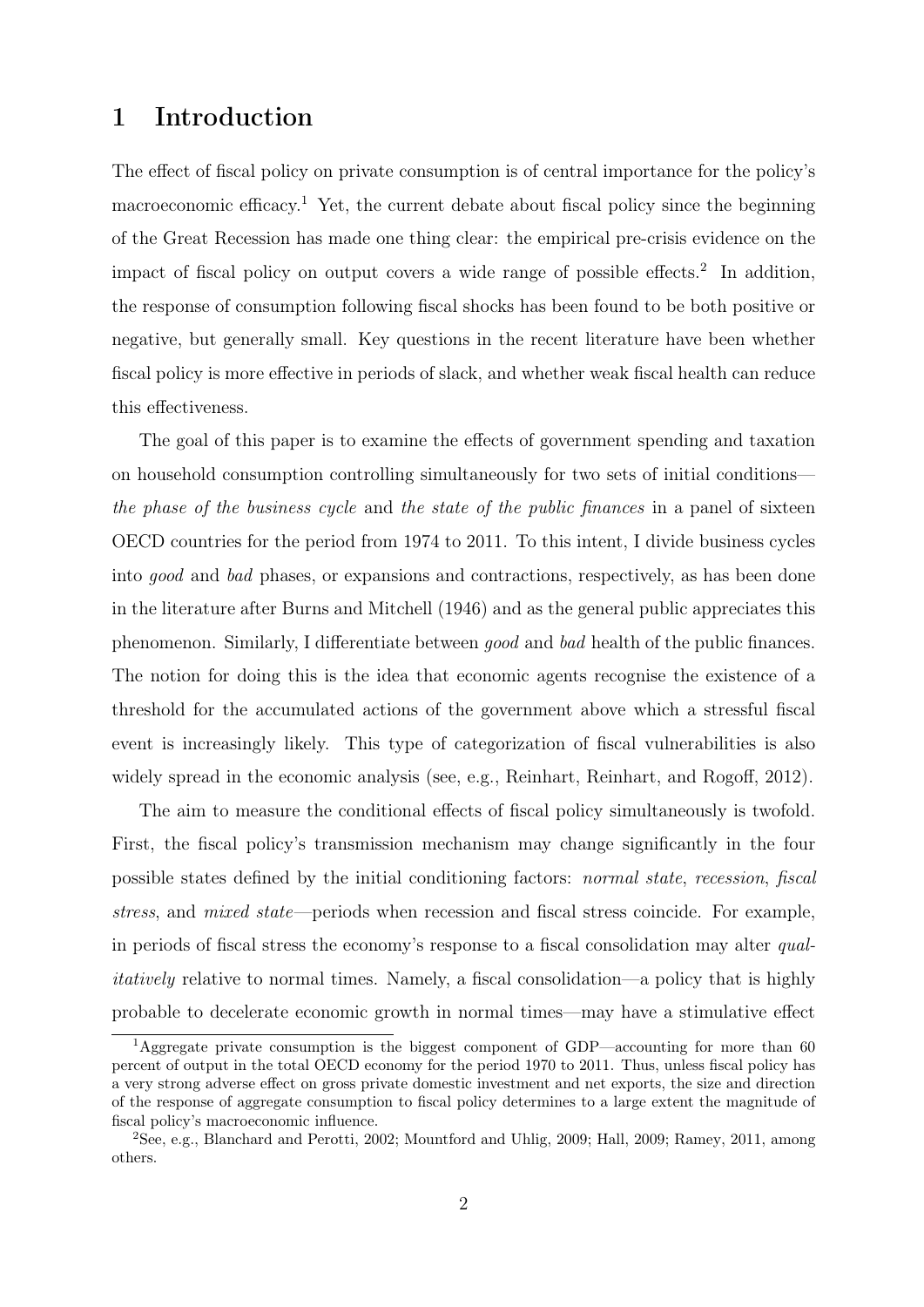# 1 Introduction

The effect of fiscal policy on private consumption is of central importance for the policy's macroeconomic efficacy.[1] Yet, the current debate about fiscal policy since the beginning of the Great Recession has made one thing clear: the empirical pre-crisis evidence on the impact of fiscal policy on output covers a wide range of possible effects.[2] In addition, the response of consumption following fiscal shocks has been found to be both positive or negative, but generally small. Key questions in the recent literature have been whether fiscal policy is more effective in periods of slack, and whether weak fiscal health can reduce this effectiveness.

The goal of this paper is to examine the effects of government spending and taxation on household consumption controlling simultaneously for two sets of initial conditions—*the phase of the business cycle* and *the state of the public finances* in a panel of sixteen OECD countries for the period from 1974 to 2011. To this intent, I divide business cycles into *good* and *bad* phases, or expansions and contractions, respectively, as has been done in the literature after Burns and Mitchell (1946) and as the general public appreciates this phenomenon. Similarly, I differentiate between *good* and *bad* health of the public finances. The notion for doing this is the idea that economic agents recognise the existence of a threshold for the accumulated actions of the government above which a stressful fiscal event is increasingly likely. This type of categorization of fiscal vulnerabilities is also widely spread in the economic analysis (see, e.g., Reinhart, Reinhart, and Rogoff, 2012).

The aim to measure the conditional effects of fiscal policy simultaneously is twofold. First, the fiscal policy's transmission mechanism may change significantly in the four possible states defined by the initial conditioning factors: *normal state*, *recession*, *fiscal stress*, and *mixed state*—periods when recession and fiscal stress coincide. For example, in periods of fiscal stress the economy's response to a fiscal consolidation may alter *qualitatively* relative to normal times. Namely, a fiscal consolidation—a policy that is highly probable to decelerate economic growth in normal times—may have a stimulative effect

[1] Aggregate private consumption is the biggest component of GDP—accounting for more than 60 percent of output in the total OECD economy for the period 1970 to 2011. Thus, unless fiscal policy has a very strong adverse effect on gross private domestic investment and net exports, the size and direction of the response of aggregate consumption to fiscal policy determines to a large extent the magnitude of fiscal policy's macroeconomic influence.

[2] See, e.g., Blanchard and Perotti, 2002; Mountford and Uhlig, 2009; Hall, 2009; Ramey, 2011, among others.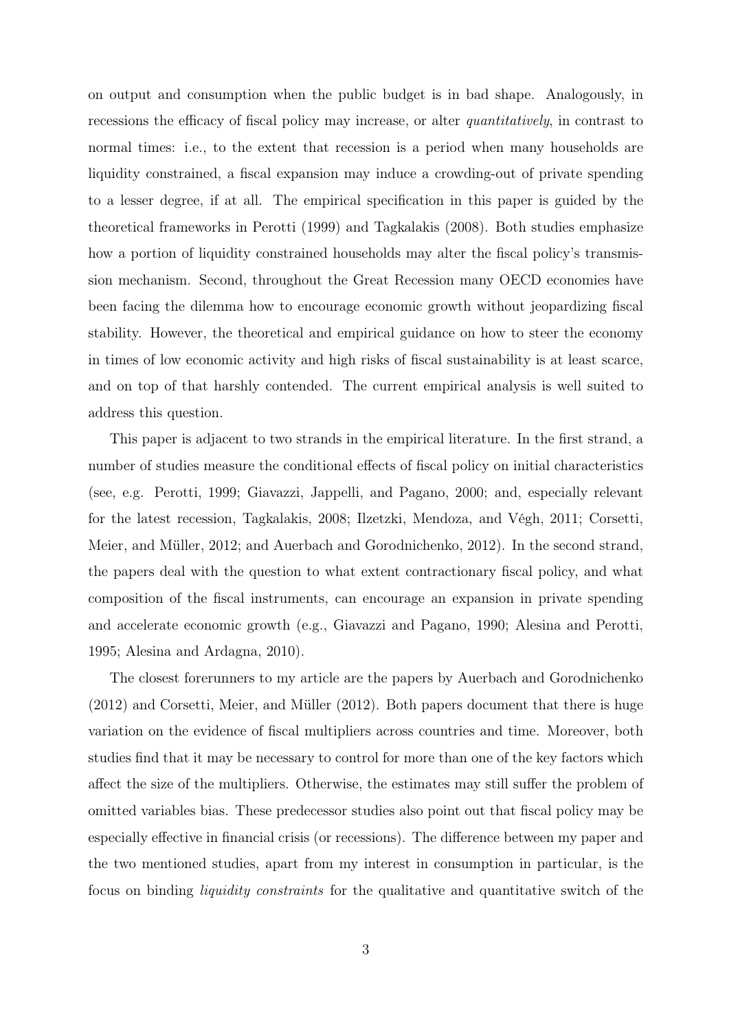on output and consumption when the public budget is in bad shape. Analogously, in recessions the efficacy of fiscal policy may increase, or alter *quantitatively*, in contrast to normal times: i.e., to the extent that recession is a period when many households are liquidity constrained, a fiscal expansion may induce a crowding-out of private spending to a lesser degree, if at all. The empirical specification in this paper is guided by the theoretical frameworks in Perotti (1999) and Tagkalakis (2008). Both studies emphasize how a portion of liquidity constrained households may alter the fiscal policy's transmission mechanism. Second, throughout the Great Recession many OECD economies have been facing the dilemma how to encourage economic growth without jeopardizing fiscal stability. However, the theoretical and empirical guidance on how to steer the economy in times of low economic activity and high risks of fiscal sustainability is at least scarce, and on top of that harshly contended. The current empirical analysis is well suited to address this question.

This paper is adjacent to two strands in the empirical literature. In the first strand, a number of studies measure the conditional effects of fiscal policy on initial characteristics (see, e.g. Perotti, 1999; Giavazzi, Jappelli, and Pagano, 2000; and, especially relevant for the latest recession, Tagkalakis, 2008; Ilzetzki, Mendoza, and Végh, 2011; Corsetti, Meier, and Müller, 2012; and Auerbach and Gorodnichenko, 2012). In the second strand, the papers deal with the question to what extent contractionary fiscal policy, and what composition of the fiscal instruments, can encourage an expansion in private spending and accelerate economic growth (e.g., Giavazzi and Pagano, 1990; Alesina and Perotti, 1995; Alesina and Ardagna, 2010).

The closest forerunners to my article are the papers by Auerbach and Gorodnichenko (2012) and Corsetti, Meier, and Müller (2012). Both papers document that there is huge variation on the evidence of fiscal multipliers across countries and time. Moreover, both studies find that it may be necessary to control for more than one of the key factors which affect the size of the multipliers. Otherwise, the estimates may still suffer the problem of omitted variables bias. These predecessor studies also point out that fiscal policy may be especially effective in financial crisis (or recessions). The difference between my paper and the two mentioned studies, apart from my interest in consumption in particular, is the focus on binding *liquidity constraints* for the qualitative and quantitative switch of the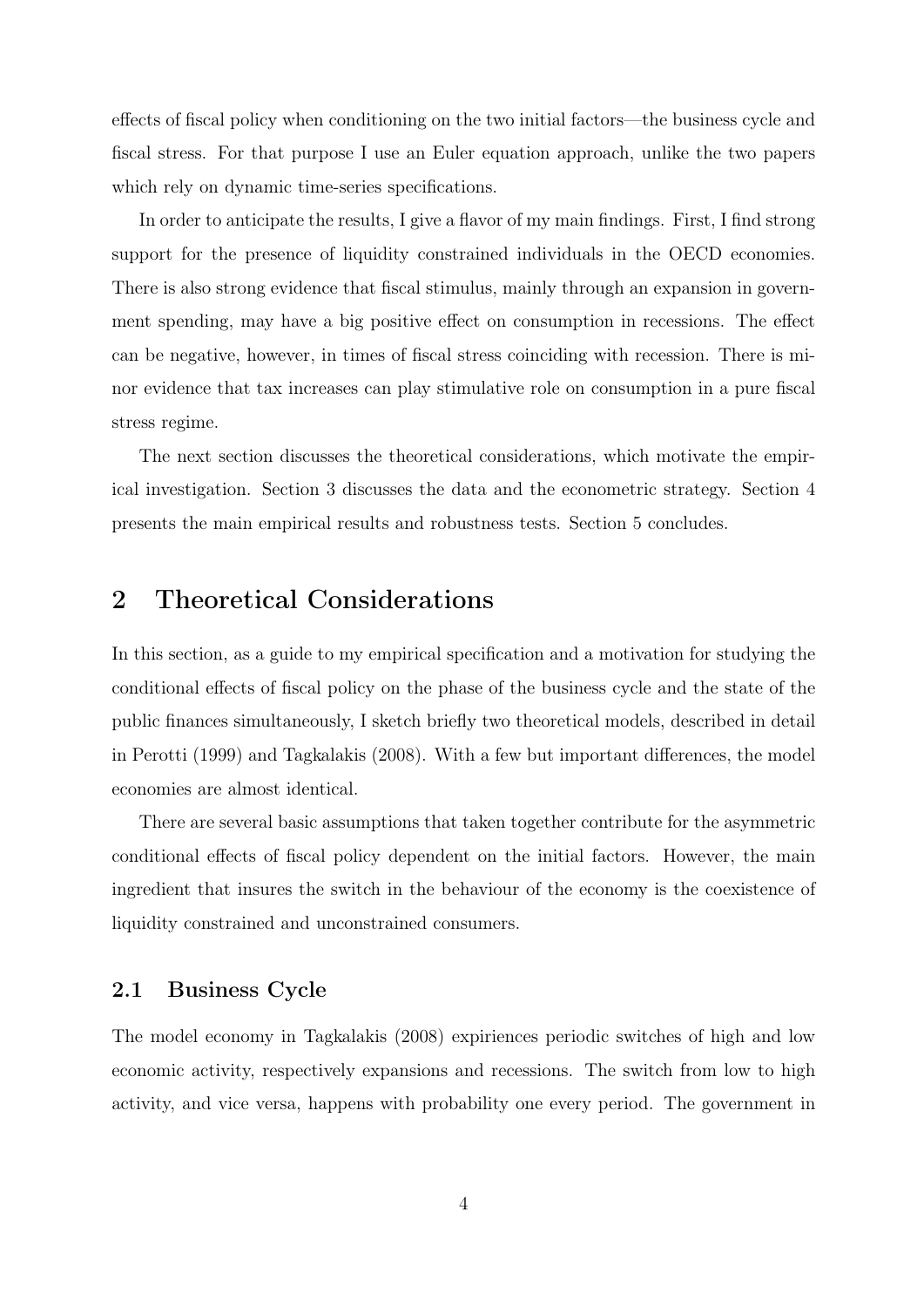effects of fiscal policy when conditioning on the two initial factors—the business cycle and fiscal stress. For that purpose I use an Euler equation approach, unlike the two papers which rely on dynamic time-series specifications.

In order to anticipate the results, I give a flavor of my main findings. First, I find strong support for the presence of liquidity constrained individuals in the OECD economies. There is also strong evidence that fiscal stimulus, mainly through an expansion in government spending, may have a big positive effect on consumption in recessions. The effect can be negative, however, in times of fiscal stress coinciding with recession. There is minor evidence that tax increases can play stimulative role on consumption in a pure fiscal stress regime.

The next section discusses the theoretical considerations, which motivate the empirical investigation. Section 3 discusses the data and the econometric strategy. Section 4 presents the main empirical results and robustness tests. Section 5 concludes.

# 2 Theoretical Considerations

In this section, as a guide to my empirical specification and a motivation for studying the conditional effects of fiscal policy on the phase of the business cycle and the state of the public finances simultaneously, I sketch briefly two theoretical models, described in detail in Perotti (1999) and Tagkalakis (2008). With a few but important differences, the model economies are almost identical.

There are several basic assumptions that taken together contribute for the asymmetric conditional effects of fiscal policy dependent on the initial factors. However, the main ingredient that insures the switch in the behaviour of the economy is the coexistence of liquidity constrained and unconstrained consumers.

## 2.1 Business Cycle

The model economy in Tagkalakis (2008) expiriences periodic switches of high and low economic activity, respectively expansions and recessions. The switch from low to high activity, and vice versa, happens with probability one every period. The government in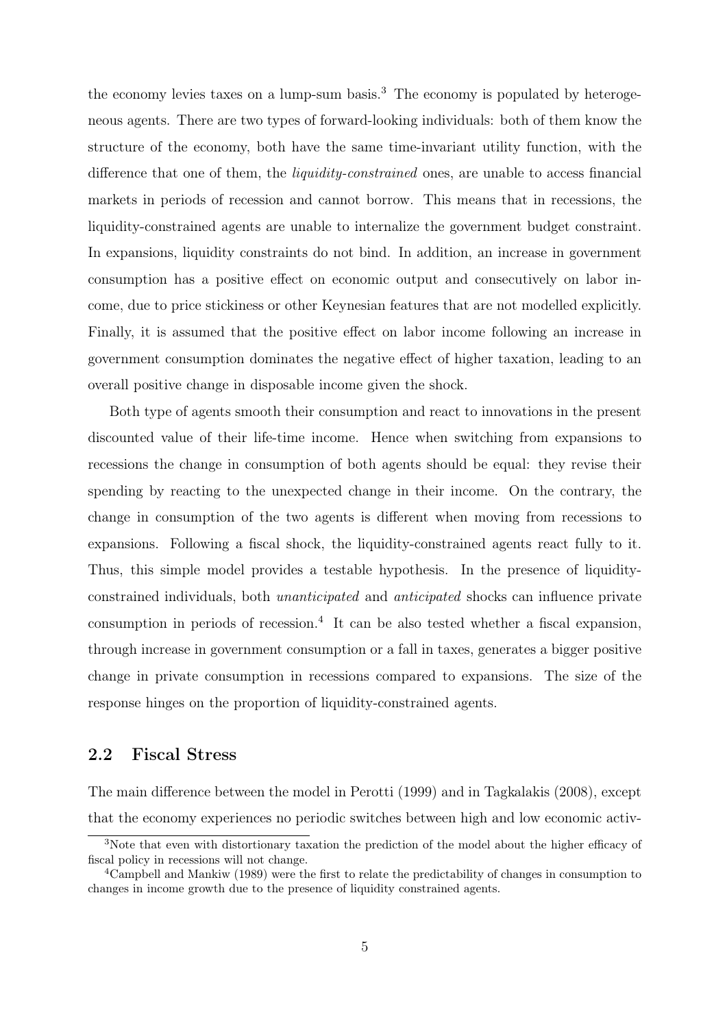the economy levies taxes on a lump-sum basis.[3] The economy is populated by heterogeneous agents. There are two types of forward-looking individuals: both of them know the structure of the economy, both have the same time-invariant utility function, with the difference that one of them, the *liquidity-constrained* ones, are unable to access financial markets in periods of recession and cannot borrow. This means that in recessions, the liquidity-constrained agents are unable to internalize the government budget constraint. In expansions, liquidity constraints do not bind. In addition, an increase in government consumption has a positive effect on economic output and consecutively on labor income, due to price stickiness or other Keynesian features that are not modelled explicitly. Finally, it is assumed that the positive effect on labor income following an increase in government consumption dominates the negative effect of higher taxation, leading to an overall positive change in disposable income given the shock.

Both type of agents smooth their consumption and react to innovations in the present discounted value of their life-time income. Hence when switching from expansions to recessions the change in consumption of both agents should be equal: they revise their spending by reacting to the unexpected change in their income. On the contrary, the change in consumption of the two agents is different when moving from recessions to expansions. Following a fiscal shock, the liquidity-constrained agents react fully to it. Thus, this simple model provides a testable hypothesis. In the presence of liquidity-constrained individuals, both *unanticipated* and *anticipated* shocks can influence private consumption in periods of recession.[4] It can be also tested whether a fiscal expansion, through increase in government consumption or a fall in taxes, generates a bigger positive change in private consumption in recessions compared to expansions. The size of the response hinges on the proportion of liquidity-constrained agents.

## 2.2 Fiscal Stress

The main difference between the model in Perotti (1999) and in Tagkalakis (2008), except that the economy experiences no periodic switches between high and low economic activ-

[3]Note that even with distortionary taxation the prediction of the model about the higher efficacy of fiscal policy in recessions will not change.

[4]Campbell and Mankiw (1989) were the first to relate the predictability of changes in consumption to changes in income growth due to the presence of liquidity constrained agents.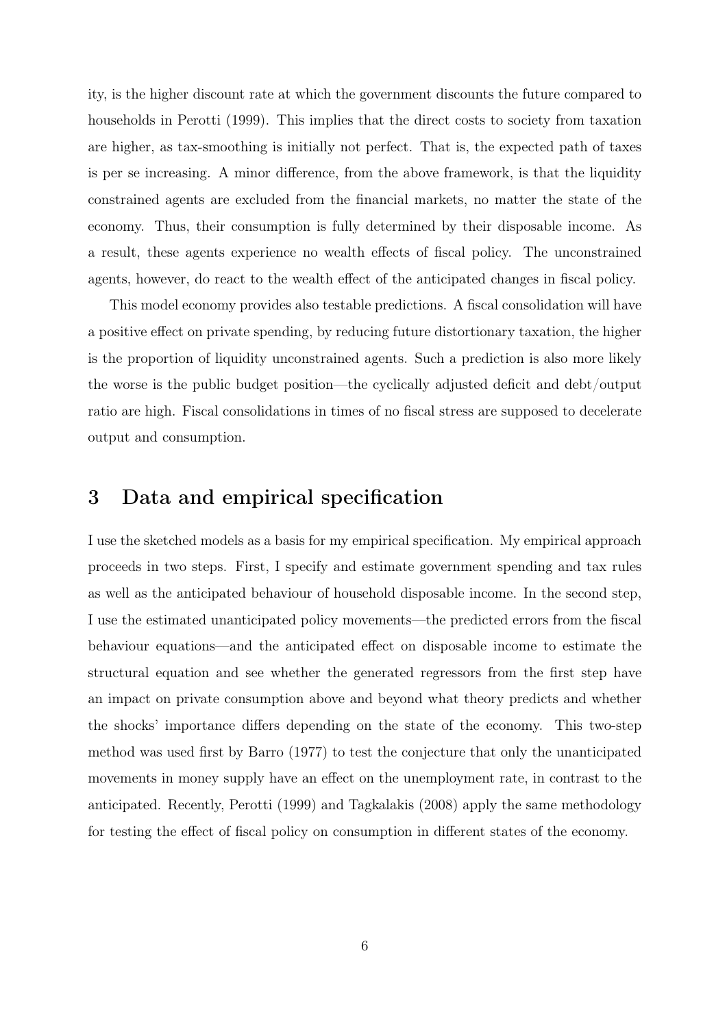ity, is the higher discount rate at which the government discounts the future compared to households in Perotti (1999). This implies that the direct costs to society from taxation are higher, as tax-smoothing is initially not perfect. That is, the expected path of taxes is per se increasing. A minor difference, from the above framework, is that the liquidity constrained agents are excluded from the financial markets, no matter the state of the economy. Thus, their consumption is fully determined by their disposable income. As a result, these agents experience no wealth effects of fiscal policy. The unconstrained agents, however, do react to the wealth effect of the anticipated changes in fiscal policy.

This model economy provides also testable predictions. A fiscal consolidation will have a positive effect on private spending, by reducing future distortionary taxation, the higher is the proportion of liquidity unconstrained agents. Such a prediction is also more likely the worse is the public budget position—the cyclically adjusted deficit and debt/output ratio are high. Fiscal consolidations in times of no fiscal stress are supposed to decelerate output and consumption.

## 3 Data and empirical specification

I use the sketched models as a basis for my empirical specification. My empirical approach proceeds in two steps. First, I specify and estimate government spending and tax rules as well as the anticipated behaviour of household disposable income. In the second step, I use the estimated unanticipated policy movements—the predicted errors from the fiscal behaviour equations—and the anticipated effect on disposable income to estimate the structural equation and see whether the generated regressors from the first step have an impact on private consumption above and beyond what theory predicts and whether the shocks' importance differs depending on the state of the economy. This two-step method was used first by Barro (1977) to test the conjecture that only the unanticipated movements in money supply have an effect on the unemployment rate, in contrast to the anticipated. Recently, Perotti (1999) and Tagkalakis (2008) apply the same methodology for testing the effect of fiscal policy on consumption in different states of the economy.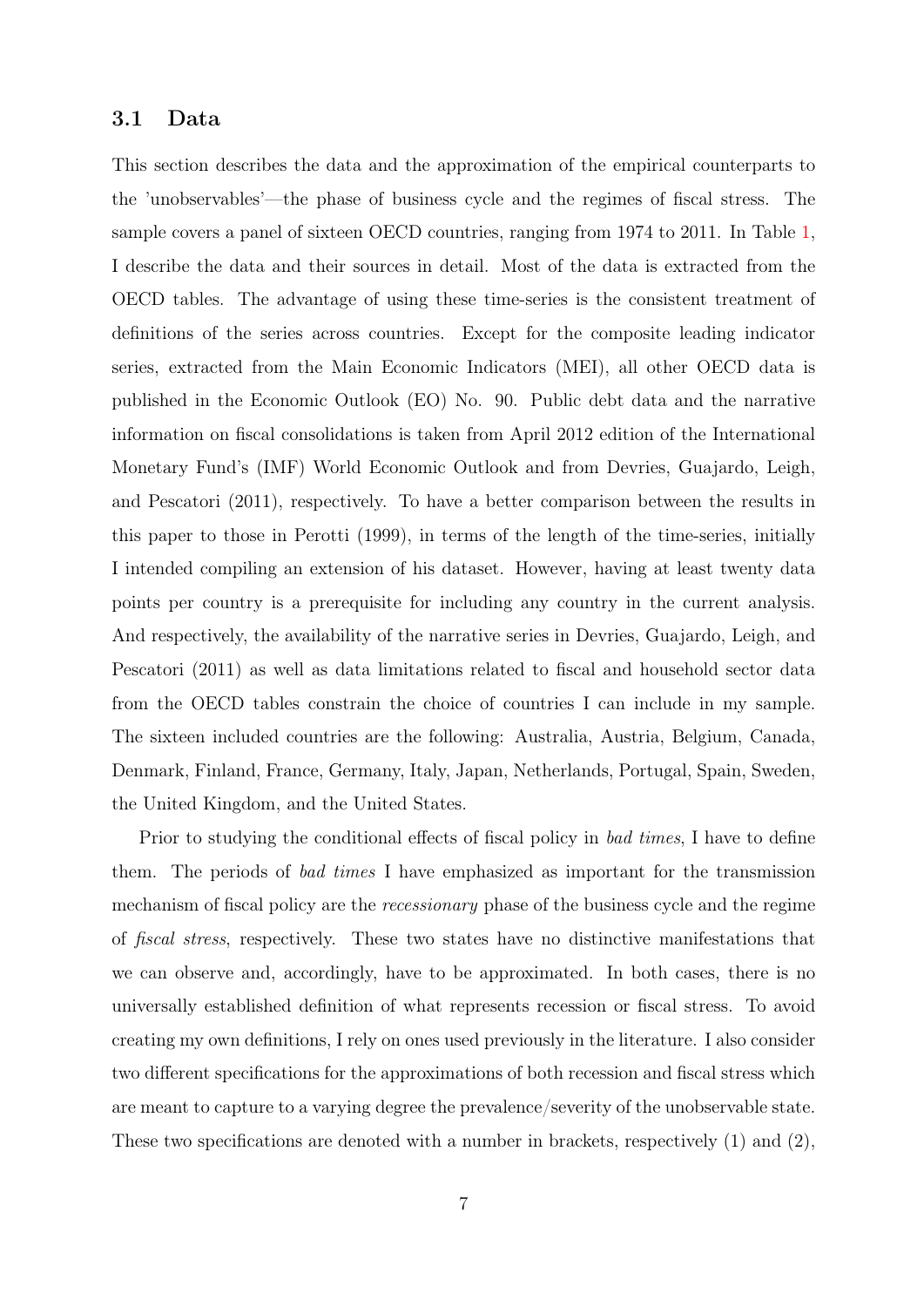### 3.1 Data

This section describes the data and the approximation of the empirical counterparts to the 'unobservables'—the phase of business cycle and the regimes of fiscal stress. The sample covers a panel of sixteen OECD countries, ranging from 1974 to 2011. In Table 1, I describe the data and their sources in detail. Most of the data is extracted from the OECD tables. The advantage of using these time-series is the consistent treatment of definitions of the series across countries. Except for the composite leading indicator series, extracted from the Main Economic Indicators (MEI), all other OECD data is published in the Economic Outlook (EO) No. 90. Public debt data and the narrative information on fiscal consolidations is taken from April 2012 edition of the International Monetary Fund's (IMF) World Economic Outlook and from Devries, Guajardo, Leigh, and Pescatori (2011), respectively. To have a better comparison between the results in this paper to those in Perotti (1999), in terms of the length of the time-series, initially I intended compiling an extension of his dataset. However, having at least twenty data points per country is a prerequisite for including any country in the current analysis. And respectively, the availability of the narrative series in Devries, Guajardo, Leigh, and Pescatori (2011) as well as data limitations related to fiscal and household sector data from the OECD tables constrain the choice of countries I can include in my sample. The sixteen included countries are the following: Australia, Austria, Belgium, Canada, Denmark, Finland, France, Germany, Italy, Japan, Netherlands, Portugal, Spain, Sweden, the United Kingdom, and the United States.

Prior to studying the conditional effects of fiscal policy in *bad times*, I have to define them. The periods of *bad times* I have emphasized as important for the transmission mechanism of fiscal policy are the *recessionary* phase of the business cycle and the regime of *fiscal stress*, respectively. These two states have no distinctive manifestations that we can observe and, accordingly, have to be approximated. In both cases, there is no universally established definition of what represents recession or fiscal stress. To avoid creating my own definitions, I rely on ones used previously in the literature. I also consider two different specifications for the approximations of both recession and fiscal stress which are meant to capture to a varying degree the prevalence/severity of the unobservable state. These two specifications are denoted with a number in brackets, respectively (1) and (2),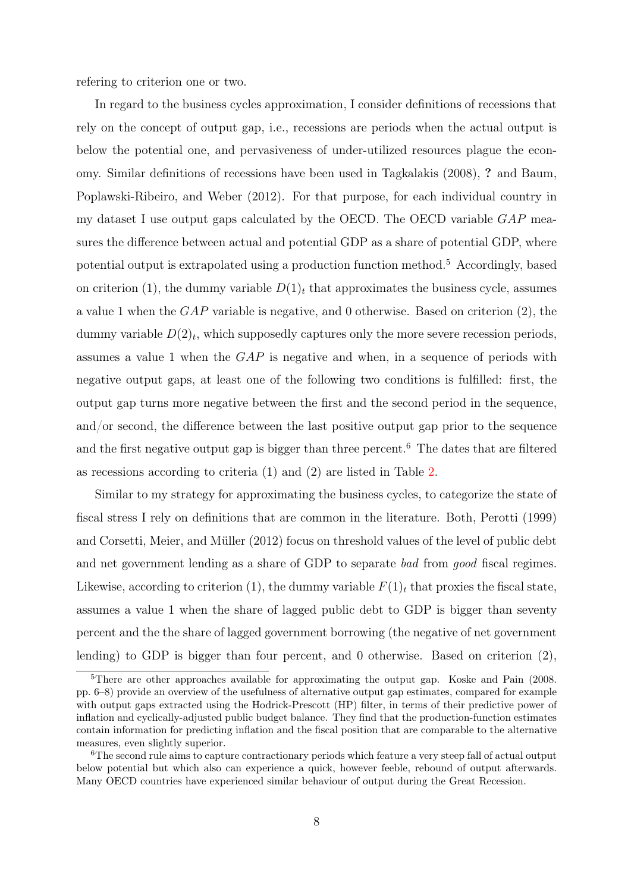refering to criterion one or two.

In regard to the business cycles approximation, I consider definitions of recessions that rely on the concept of output gap, i.e., recessions are periods when the actual output is below the potential one, and pervasiveness of under-utilized resources plague the economy. Similar definitions of recessions have been used in Tagkalakis (2008), **?** and Baum, Poplawski-Ribeiro, and Weber (2012). For that purpose, for each individual country in my dataset I use output gaps calculated by the OECD. The OECD variable *GAP* measures the difference between actual and potential GDP as a share of potential GDP, where potential output is extrapolated using a production function method.[5] Accordingly, based on criterion (1), the dummy variable $D(1)_t$ that approximates the business cycle, assumes a value 1 when the *GAP* variable is negative, and 0 otherwise. Based on criterion (2), the dummy variable $D(2)_t$, which supposedly captures only the more severe recession periods, assumes a value 1 when the *GAP* is negative and when, in a sequence of periods with negative output gaps, at least one of the following two conditions is fulfilled: first, the output gap turns more negative between the first and the second period in the sequence, and/or second, the difference between the last positive output gap prior to the sequence and the first negative output gap is bigger than three percent.[6] The dates that are filtered as recessions according to criteria (1) and (2) are listed in Table 2.

Similar to my strategy for approximating the business cycles, to categorize the state of fiscal stress I rely on definitions that are common in the literature. Both, Perotti (1999) and Corsetti, Meier, and Müller (2012) focus on threshold values of the level of public debt and net government lending as a share of GDP to separate *bad* from *good* fiscal regimes. Likewise, according to criterion (1), the dummy variable $F(1)_t$ that proxies the fiscal state, assumes a value 1 when the share of lagged public debt to GDP is bigger than seventy percent and the the share of lagged government borrowing (the negative of net government lending) to GDP is bigger than four percent, and 0 otherwise. Based on criterion (2),

[5] There are other approaches available for approximating the output gap. Koske and Pain (2008. pp. 6–8) provide an overview of the usefulness of alternative output gap estimates, compared for example with output gaps extracted using the Hodrick-Prescott (HP) filter, in terms of their predictive power of inflation and cyclically-adjusted public budget balance. They find that the production-function estimates contain information for predicting inflation and the fiscal position that are comparable to the alternative measures, even slightly superior.

[6] The second rule aims to capture contractionary periods which feature a very steep fall of actual output below potential but which also can experience a quick, however feeble, rebound of output afterwards. Many OECD countries have experienced similar behaviour of output during the Great Recession.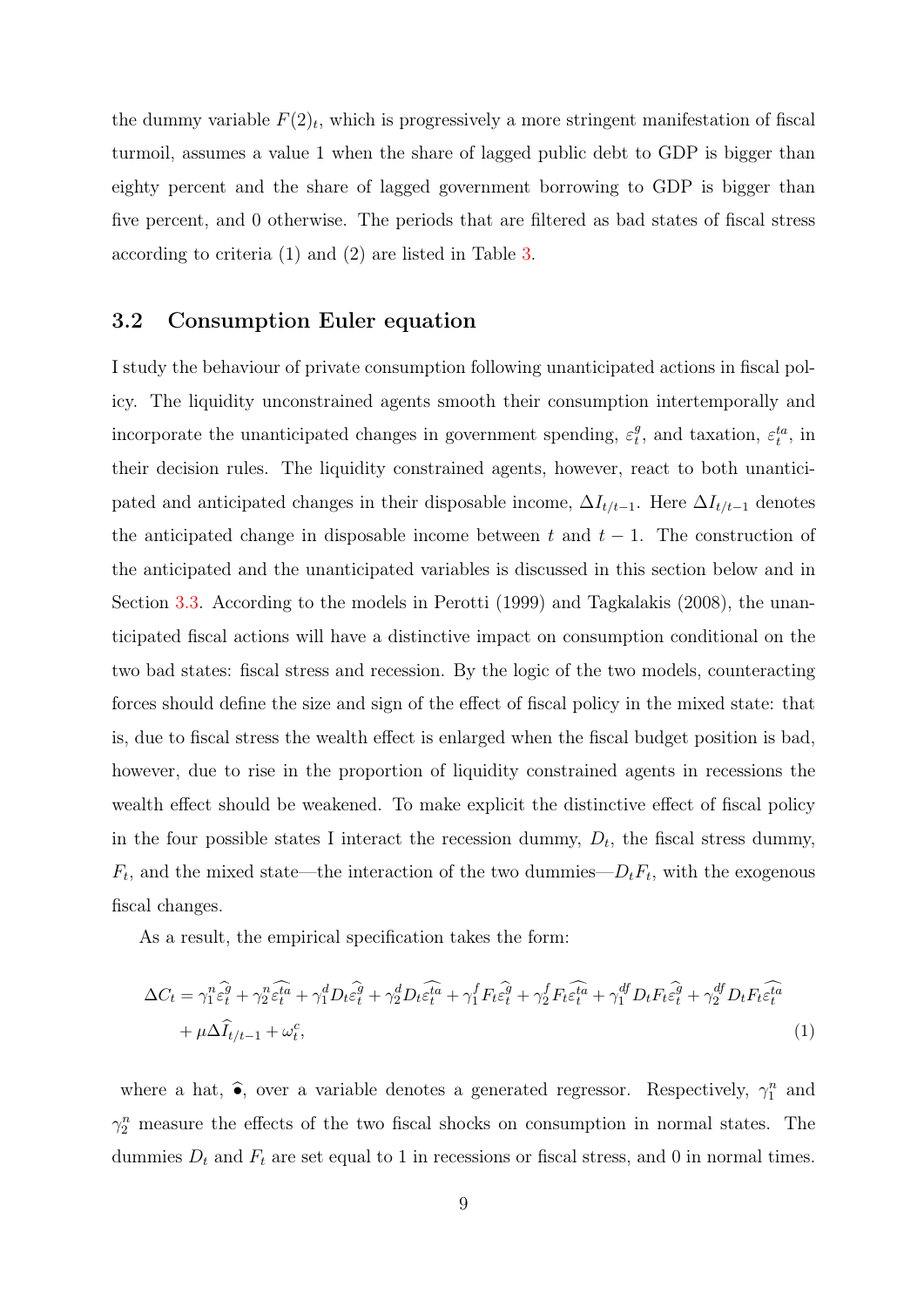the dummy variable $F(2)_t$, which is progressively a more stringent manifestation of fiscal turmoil, assumes a value 1 when the share of lagged public debt to GDP is bigger than eighty percent and the share of lagged government borrowing to GDP is bigger than five percent, and 0 otherwise. The periods that are filtered as bad states of fiscal stress according to criteria (1) and (2) are listed in Table 3.

### 3.2 Consumption Euler equation

I study the behaviour of private consumption following unanticipated actions in fiscal policy. The liquidity unconstrained agents smooth their consumption intertemporally and incorporate the unanticipated changes in government spending, $\varepsilon_t^g$, and taxation, $\varepsilon_t^{ta}$, in their decision rules. The liquidity constrained agents, however, react to both unanticipated and anticipated changes in their disposable income, $\Delta I_{t/t-1}$. Here $\Delta I_{t/t-1}$ denotes the anticipated change in disposable income between $t$ and $t-1$. The construction of the anticipated and the unanticipated variables is discussed in this section below and in Section 3.3. According to the models in Perotti (1999) and Tagkalakis (2008), the unanticipated fiscal actions will have a distinctive impact on consumption conditional on the two bad states: fiscal stress and recession. By the logic of the two models, counteracting forces should define the size and sign of the effect of fiscal policy in the mixed state: that is, due to fiscal stress the wealth effect is enlarged when the fiscal budget position is bad, however, due to rise in the proportion of liquidity constrained agents in recessions the wealth effect should be weakened. To make explicit the distinctive effect of fiscal policy in the four possible states I interact the recession dummy, $D_t$, the fiscal stress dummy, $F_t$, and the mixed state—the interaction of the two dummies—$D_tF_t$, with the exogenous fiscal changes.

As a result, the empirical specification takes the form:

$$
\begin{aligned}
\Delta C_t = {} & \gamma_1^n \widehat{\varepsilon}_t^g + \gamma_2^n \widehat{\varepsilon_t^{ta}} + \gamma_1^d D_t \widehat{\varepsilon}_t^g + \gamma_2^d D_t \widehat{\varepsilon_t^{ta}} + \gamma_1^f F_t \widehat{\varepsilon}_t^g + \gamma_2^f F_t \widehat{\varepsilon_t^{ta}} + \gamma_1^{df} D_t F_t \widehat{\varepsilon}_t^g + \gamma_2^{df} D_t F_t \widehat{\varepsilon_t^{ta}} \\
& + \mu \Delta \widehat{I}_{t/t-1} + \omega_t^c,
\end{aligned}
\tag{1}
$$

where a hat, $\widehat{\bullet}$, over a variable denotes a generated regressor. Respectively, $\gamma_1^n$ and $\gamma_2^n$ measure the effects of the two fiscal shocks on consumption in normal states. The dummies $D_t$ and $F_t$ are set equal to 1 in recessions or fiscal stress, and 0 in normal times.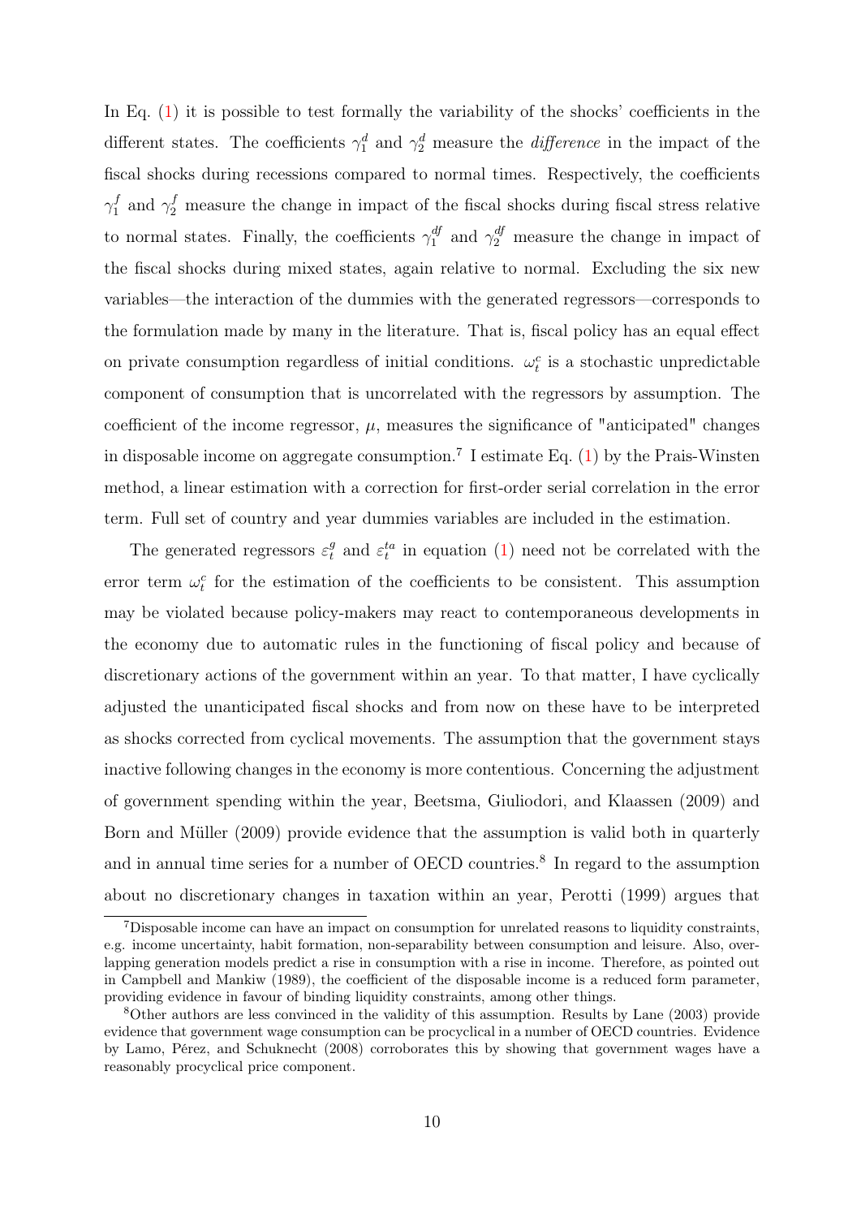In Eq. (1) it is possible to test formally the variability of the shocks' coefficients in the different states. The coefficients $\gamma_1^d$ and $\gamma_2^d$ measure the *difference* in the impact of the fiscal shocks during recessions compared to normal times. Respectively, the coefficients $\gamma_1^f$ and $\gamma_2^f$ measure the change in impact of the fiscal shocks during fiscal stress relative to normal states. Finally, the coefficients $\gamma_1^{df}$ and $\gamma_2^{df}$ measure the change in impact of the fiscal shocks during mixed states, again relative to normal. Excluding the six new variables—the interaction of the dummies with the generated regressors—corresponds to the formulation made by many in the literature. That is, fiscal policy has an equal effect on private consumption regardless of initial conditions. $\omega_t^c$ is a stochastic unpredictable component of consumption that is uncorrelated with the regressors by assumption. The coefficient of the income regressor, $\mu$, measures the significance of "anticipated" changes in disposable income on aggregate consumption.[7] I estimate Eq. (1) by the Prais-Winsten method, a linear estimation with a correction for first-order serial correlation in the error term. Full set of country and year dummies variables are included in the estimation.

The generated regressors $\varepsilon_t^g$ and $\varepsilon_t^{ta}$ in equation (1) need not be correlated with the error term $\omega_t^c$ for the estimation of the coefficients to be consistent. This assumption may be violated because policy-makers may react to contemporaneous developments in the economy due to automatic rules in the functioning of fiscal policy and because of discretionary actions of the government within an year. To that matter, I have cyclically adjusted the unanticipated fiscal shocks and from now on these have to be interpreted as shocks corrected from cyclical movements. The assumption that the government stays inactive following changes in the economy is more contentious. Concerning the adjustment of government spending within the year, Beetsma, Giuliodori, and Klaassen (2009) and Born and Müller (2009) provide evidence that the assumption is valid both in quarterly and in annual time series for a number of OECD countries.[8] In regard to the assumption about no discretionary changes in taxation within an year, Perotti (1999) argues that

---

[7] Disposable income can have an impact on consumption for unrelated reasons to liquidity constraints, e.g. income uncertainty, habit formation, non-separability between consumption and leisure. Also, overlapping generation models predict a rise in consumption with a rise in income. Therefore, as pointed out in Campbell and Mankiw (1989), the coefficient of the disposable income is a reduced form parameter, providing evidence in favour of binding liquidity constraints, among other things.

[8] Other authors are less convinced in the validity of this assumption. Results by Lane (2003) provide evidence that government wage consumption can be procyclical in a number of OECD countries. Evidence by Lamo, Pérez, and Schuknecht (2008) corroborates this by showing that government wages have a reasonably procyclical price component.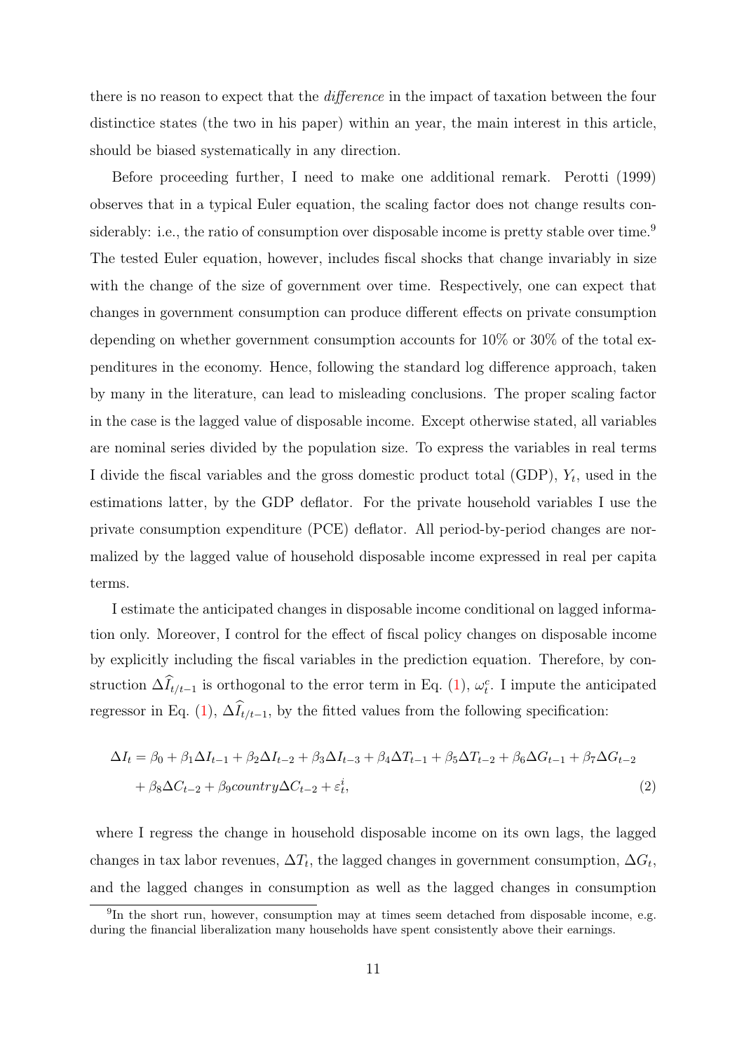there is no reason to expect that the *difference* in the impact of taxation between the four distinctice states (the two in his paper) within an year, the main interest in this article, should be biased systematically in any direction.

Before proceeding further, I need to make one additional remark. Perotti (1999) observes that in a typical Euler equation, the scaling factor does not change results considerably: i.e., the ratio of consumption over disposable income is pretty stable over time.[9] The tested Euler equation, however, includes fiscal shocks that change invariably in size with the change of the size of government over time. Respectively, one can expect that changes in government consumption can produce different effects on private consumption depending on whether government consumption accounts for 10% or 30% of the total expenditures in the economy. Hence, following the standard log difference approach, taken by many in the literature, can lead to misleading conclusions. The proper scaling factor in the case is the lagged value of disposable income. Except otherwise stated, all variables are nominal series divided by the population size. To express the variables in real terms I divide the fiscal variables and the gross domestic product total (GDP), $Y_t$, used in the estimations latter, by the GDP deflator. For the private household variables I use the private consumption expenditure (PCE) deflator. All period-by-period changes are normalized by the lagged value of household disposable income expressed in real per capita terms.

I estimate the anticipated changes in disposable income conditional on lagged information only. Moreover, I control for the effect of fiscal policy changes on disposable income by explicitly including the fiscal variables in the prediction equation. Therefore, by construction $\Delta\widehat{I}_{t/t-1}$ is orthogonal to the error term in Eq. (1), $\omega_t^c$. I impute the anticipated regressor in Eq. (1), $\Delta\widehat{I}_{t/t-1}$, by the fitted values from the following specification:

$$
\begin{aligned}
\Delta I_t = {} & \beta_0 + \beta_1 \Delta I_{t-1} + \beta_2 \Delta I_{t-2} + \beta_3 \Delta I_{t-3} + \beta_4 \Delta T_{t-1} + \beta_5 \Delta T_{t-2} + \beta_6 \Delta G_{t-1} + \beta_7 \Delta G_{t-2} \\
& + \beta_8 \Delta C_{t-2} + \beta_9 country \Delta C_{t-2} + \varepsilon_t^i, \qquad (2)
\end{aligned}
$$

where I regress the change in household disposable income on its own lags, the lagged changes in tax labor revenues, $\Delta T_t$, the lagged changes in government consumption, $\Delta G_t$, and the lagged changes in consumption as well as the lagged changes in consumption

[9] In the short run, however, consumption may at times seem detached from disposable income, e.g. during the financial liberalization many households have spent consistently above their earnings.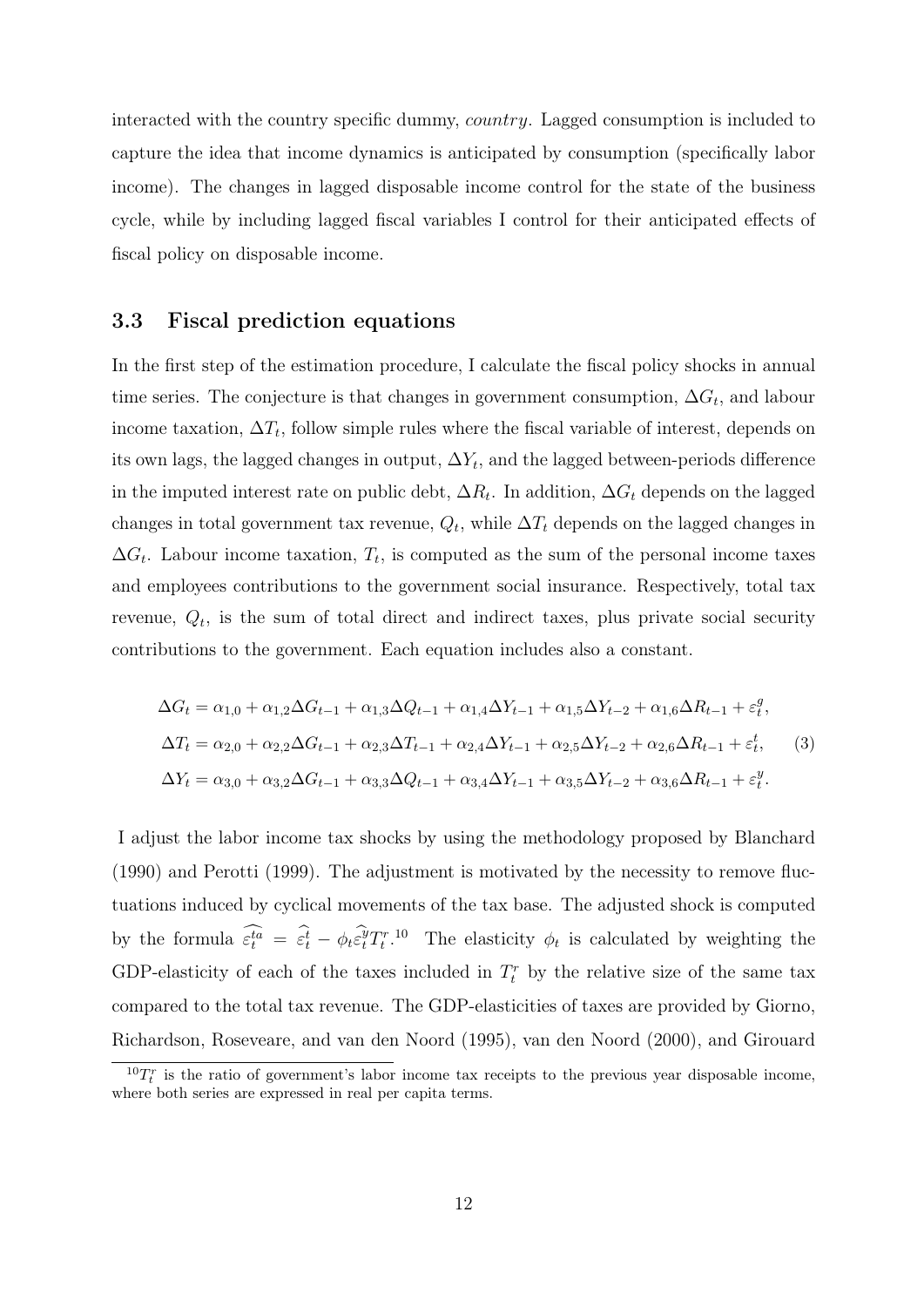interacted with the country specific dummy, *country*. Lagged consumption is included to capture the idea that income dynamics is anticipated by consumption (specifically labor income). The changes in lagged disposable income control for the state of the business cycle, while by including lagged fiscal variables I control for their anticipated effects of fiscal policy on disposable income.

### 3.3 Fiscal prediction equations

In the first step of the estimation procedure, I calculate the fiscal policy shocks in annual time series. The conjecture is that changes in government consumption, $\Delta G_t$, and labour income taxation, $\Delta T_t$, follow simple rules where the fiscal variable of interest, depends on its own lags, the lagged changes in output, $\Delta Y_t$, and the lagged between-periods difference in the imputed interest rate on public debt, $\Delta R_t$. In addition, $\Delta G_t$ depends on the lagged changes in total government tax revenue, $Q_t$, while $\Delta T_t$ depends on the lagged changes in $\Delta G_t$. Labour income taxation, $T_t$, is computed as the sum of the personal income taxes and employees contributions to the government social insurance. Respectively, total tax revenue, $Q_t$, is the sum of total direct and indirect taxes, plus private social security contributions to the government. Each equation includes also a constant.

$$
\begin{aligned}
\Delta G_t &= \alpha_{1,0} + \alpha_{1,2}\Delta G_{t-1} + \alpha_{1,3}\Delta Q_{t-1} + \alpha_{1,4}\Delta Y_{t-1} + \alpha_{1,5}\Delta Y_{t-2} + \alpha_{1,6}\Delta R_{t-1} + \varepsilon_t^g, \\
\Delta T_t &= \alpha_{2,0} + \alpha_{2,2}\Delta G_{t-1} + \alpha_{2,3}\Delta T_{t-1} + \alpha_{2,4}\Delta Y_{t-1} + \alpha_{2,5}\Delta Y_{t-2} + \alpha_{2,6}\Delta R_{t-1} + \varepsilon_t^t, \qquad (3) \\
\Delta Y_t &= \alpha_{3,0} + \alpha_{3,2}\Delta G_{t-1} + \alpha_{3,3}\Delta Q_{t-1} + \alpha_{3,4}\Delta Y_{t-1} + \alpha_{3,5}\Delta Y_{t-2} + \alpha_{3,6}\Delta R_{t-1} + \varepsilon_t^y.
\end{aligned}
$$

I adjust the labor income tax shocks by using the methodology proposed by Blanchard (1990) and Perotti (1999). The adjustment is motivated by the necessity to remove fluctuations induced by cyclical movements of the tax base. The adjusted shock is computed by the formula $\widehat{\varepsilon_t^{ta}} = \widehat{\varepsilon_t^t} - \phi_t \widehat{\varepsilon_t^y} T_t^r$.[10] The elasticity $\phi_t$ is calculated by weighting the GDP-elasticity of each of the taxes included in $T_t^r$ by the relative size of the same tax compared to the total tax revenue. The GDP-elasticities of taxes are provided by Giorno, Richardson, Roseveare, and van den Noord (1995), van den Noord (2000), and Girouard

[10] $T_t^r$ is the ratio of government's labor income tax receipts to the previous year disposable income, where both series are expressed in real per capita terms.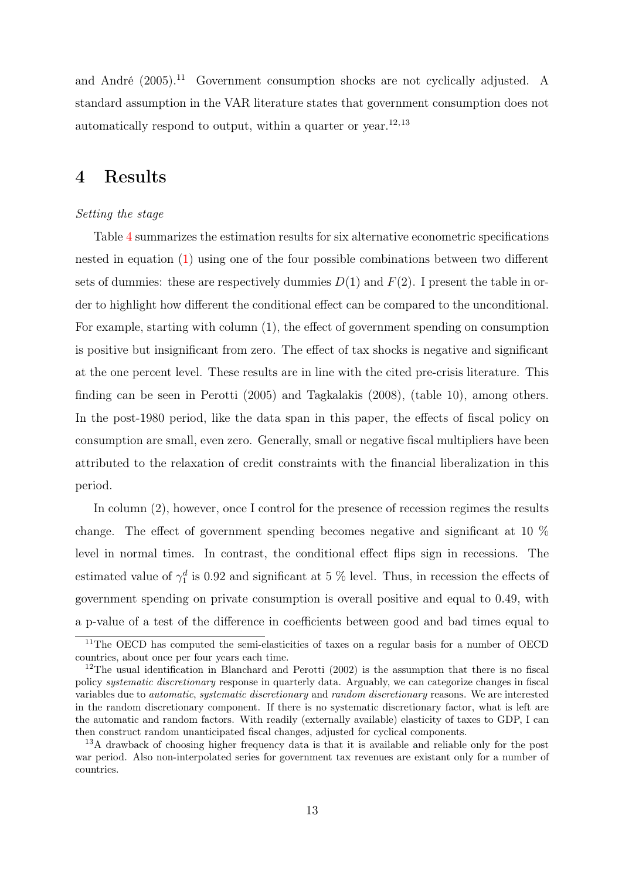and André (2005).[11] Government consumption shocks are not cyclically adjusted. A standard assumption in the VAR literature states that government consumption does not automatically respond to output, within a quarter or year.[12,13]

# 4 Results

*Setting the stage*

Table 4 summarizes the estimation results for six alternative econometric specifications nested in equation (1) using one of the four possible combinations between two different sets of dummies: these are respectively dummies $D(1)$ and $F(2)$. I present the table in order to highlight how different the conditional effect can be compared to the unconditional. For example, starting with column (1), the effect of government spending on consumption is positive but insignificant from zero. The effect of tax shocks is negative and significant at the one percent level. These results are in line with the cited pre-crisis literature. This finding can be seen in Perotti (2005) and Tagkalakis (2008), (table 10), among others. In the post-1980 period, like the data span in this paper, the effects of fiscal policy on consumption are small, even zero. Generally, small or negative fiscal multipliers have been attributed to the relaxation of credit constraints with the financial liberalization in this period.

In column (2), however, once I control for the presence of recession regimes the results change. The effect of government spending becomes negative and significant at 10 % level in normal times. In contrast, the conditional effect flips sign in recessions. The estimated value of $\gamma_1^d$ is 0.92 and significant at 5 % level. Thus, in recession the effects of government spending on private consumption is overall positive and equal to 0.49, with a p-value of a test of the difference in coefficients between good and bad times equal to

[11] The OECD has computed the semi-elasticities of taxes on a regular basis for a number of OECD countries, about once per four years each time.

[12] The usual identification in Blanchard and Perotti (2002) is the assumption that there is no fiscal policy *systematic discretionary* response in quarterly data. Arguably, we can categorize changes in fiscal variables due to *automatic*, *systematic discretionary* and *random discretionary* reasons. We are interested in the random discretionary component. If there is no systematic discretionary factor, what is left are the automatic and random factors. With readily (externally available) elasticity of taxes to GDP, I can then construct random unanticipated fiscal changes, adjusted for cyclical components.

[13] A drawback of choosing higher frequency data is that it is available and reliable only for the post war period. Also non-interpolated series for government tax revenues are existant only for a number of countries.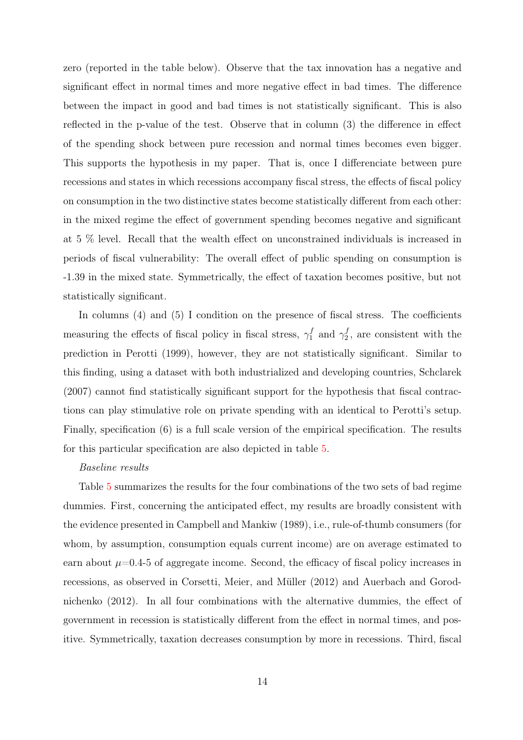zero (reported in the table below). Observe that the tax innovation has a negative and significant effect in normal times and more negative effect in bad times. The difference between the impact in good and bad times is not statistically significant. This is also reflected in the p-value of the test. Observe that in column (3) the difference in effect of the spending shock between pure recession and normal times becomes even bigger. This supports the hypothesis in my paper. That is, once I differenciate between pure recessions and states in which recessions accompany fiscal stress, the effects of fiscal policy on consumption in the two distinctive states become statistically different from each other: in the mixed regime the effect of government spending becomes negative and significant at 5 % level. Recall that the wealth effect on unconstrained individuals is increased in periods of fiscal vulnerability: The overall effect of public spending on consumption is -1.39 in the mixed state. Symmetrically, the effect of taxation becomes positive, but not statistically significant.

In columns (4) and (5) I condition on the presence of fiscal stress. The coefficients measuring the effects of fiscal policy in fiscal stress, $\gamma_1^f$ and $\gamma_2^f$, are consistent with the prediction in Perotti (1999), however, they are not statistically significant. Similar to this finding, using a dataset with both industrialized and developing countries, Schclarek (2007) cannot find statistically significant support for the hypothesis that fiscal contractions can play stimulative role on private spending with an identical to Perotti's setup. Finally, specification (6) is a full scale version of the empirical specification. The results for this particular specification are also depicted in table 5.

*Baseline results*

Table 5 summarizes the results for the four combinations of the two sets of bad regime dummies. First, concerning the anticipated effect, my results are broadly consistent with the evidence presented in Campbell and Mankiw (1989), i.e., rule-of-thumb consumers (for whom, by assumption, consumption equals current income) are on average estimated to earn about $\mu$=0.4-5 of aggregate income. Second, the efficacy of fiscal policy increases in recessions, as observed in Corsetti, Meier, and Müller (2012) and Auerbach and Gorodnichenko (2012). In all four combinations with the alternative dummies, the effect of government in recession is statistically different from the effect in normal times, and positive. Symmetrically, taxation decreases consumption by more in recessions. Third, fiscal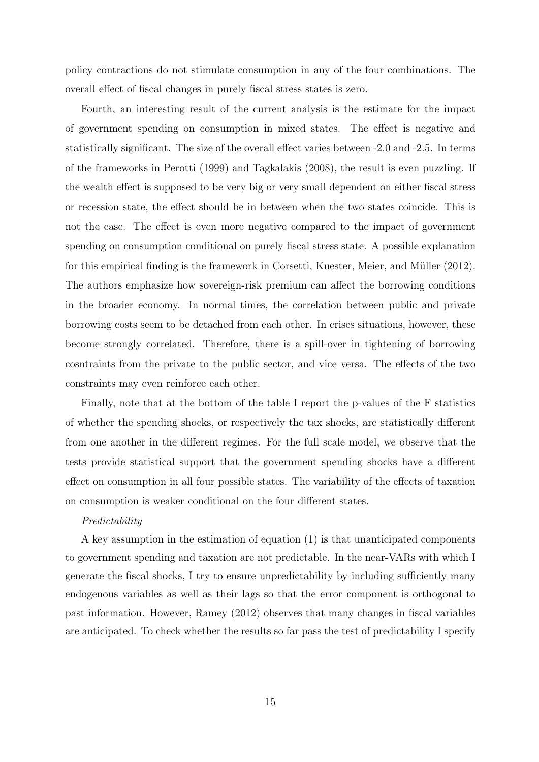policy contractions do not stimulate consumption in any of the four combinations. The overall effect of fiscal changes in purely fiscal stress states is zero.

Fourth, an interesting result of the current analysis is the estimate for the impact of government spending on consumption in mixed states. The effect is negative and statistically significant. The size of the overall effect varies between -2.0 and -2.5. In terms of the frameworks in Perotti (1999) and Tagkalakis (2008), the result is even puzzling. If the wealth effect is supposed to be very big or very small dependent on either fiscal stress or recession state, the effect should be in between when the two states coincide. This is not the case. The effect is even more negative compared to the impact of government spending on consumption conditional on purely fiscal stress state. A possible explanation for this empirical finding is the framework in Corsetti, Kuester, Meier, and Müller (2012). The authors emphasize how sovereign-risk premium can affect the borrowing conditions in the broader economy. In normal times, the correlation between public and private borrowing costs seem to be detached from each other. In crises situations, however, these become strongly correlated. Therefore, there is a spill-over in tightening of borrowing cosntraints from the private to the public sector, and vice versa. The effects of the two constraints may even reinforce each other.

Finally, note that at the bottom of the table I report the p-values of the F statistics of whether the spending shocks, or respectively the tax shocks, are statistically different from one another in the different regimes. For the full scale model, we observe that the tests provide statistical support that the government spending shocks have a different effect on consumption in all four possible states. The variability of the effects of taxation on consumption is weaker conditional on the four different states.

*Predictability*

A key assumption in the estimation of equation (1) is that unanticipated components to government spending and taxation are not predictable. In the near-VARs with which I generate the fiscal shocks, I try to ensure unpredictability by including sufficiently many endogenous variables as well as their lags so that the error component is orthogonal to past information. However, Ramey (2012) observes that many changes in fiscal variables are anticipated. To check whether the results so far pass the test of predictability I specify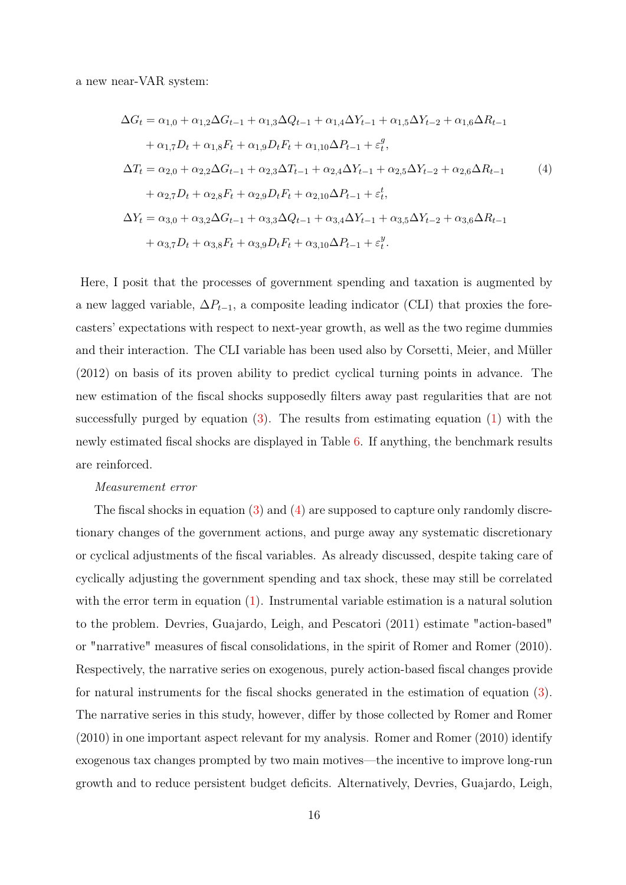a new near-VAR system:

$$
\begin{aligned}
\Delta G_t &= \alpha_{1,0} + \alpha_{1,2}\Delta G_{t-1} + \alpha_{1,3}\Delta Q_{t-1} + \alpha_{1,4}\Delta Y_{t-1} + \alpha_{1,5}\Delta Y_{t-2} + \alpha_{1,6}\Delta R_{t-1} \\
&\quad + \alpha_{1,7}D_t + \alpha_{1,8}F_t + \alpha_{1,9}D_tF_t + \alpha_{1,10}\Delta P_{t-1} + \varepsilon_t^g, \\
\Delta T_t &= \alpha_{2,0} + \alpha_{2,2}\Delta G_{t-1} + \alpha_{2,3}\Delta T_{t-1} + \alpha_{2,4}\Delta Y_{t-1} + \alpha_{2,5}\Delta Y_{t-2} + \alpha_{2,6}\Delta R_{t-1} \\
&\quad + \alpha_{2,7}D_t + \alpha_{2,8}F_t + \alpha_{2,9}D_tF_t + \alpha_{2,10}\Delta P_{t-1} + \varepsilon_t^t, \\
\Delta Y_t &= \alpha_{3,0} + \alpha_{3,2}\Delta G_{t-1} + \alpha_{3,3}\Delta Q_{t-1} + \alpha_{3,4}\Delta Y_{t-1} + \alpha_{3,5}\Delta Y_{t-2} + \alpha_{3,6}\Delta R_{t-1} \\
&\quad + \alpha_{3,7}D_t + \alpha_{3,8}F_t + \alpha_{3,9}D_tF_t + \alpha_{3,10}\Delta P_{t-1} + \varepsilon_t^y.
\end{aligned}
\tag{4}
$$

Here, I posit that the processes of government spending and taxation is augmented by a new lagged variable, $\Delta P_{t-1}$, a composite leading indicator (CLI) that proxies the forecasters' expectations with respect to next-year growth, as well as the two regime dummies and their interaction. The CLI variable has been used also by Corsetti, Meier, and Müller (2012) on basis of its proven ability to predict cyclical turning points in advance. The new estimation of the fiscal shocks supposedly filters away past regularities that are not successfully purged by equation (3). The results from estimating equation (1) with the newly estimated fiscal shocks are displayed in Table 6. If anything, the benchmark results are reinforced.

*Measurement error*

The fiscal shocks in equation (3) and (4) are supposed to capture only randomly discretionary changes of the government actions, and purge away any systematic discretionary or cyclical adjustments of the fiscal variables. As already discussed, despite taking care of cyclically adjusting the government spending and tax shock, these may still be correlated with the error term in equation (1). Instrumental variable estimation is a natural solution to the problem. Devries, Guajardo, Leigh, and Pescatori (2011) estimate "action-based" or "narrative" measures of fiscal consolidations, in the spirit of Romer and Romer (2010). Respectively, the narrative series on exogenous, purely action-based fiscal changes provide for natural instruments for the fiscal shocks generated in the estimation of equation (3). The narrative series in this study, however, differ by those collected by Romer and Romer (2010) in one important aspect relevant for my analysis. Romer and Romer (2010) identify exogenous tax changes prompted by two main motives—the incentive to improve long-run growth and to reduce persistent budget deficits. Alternatively, Devries, Guajardo, Leigh,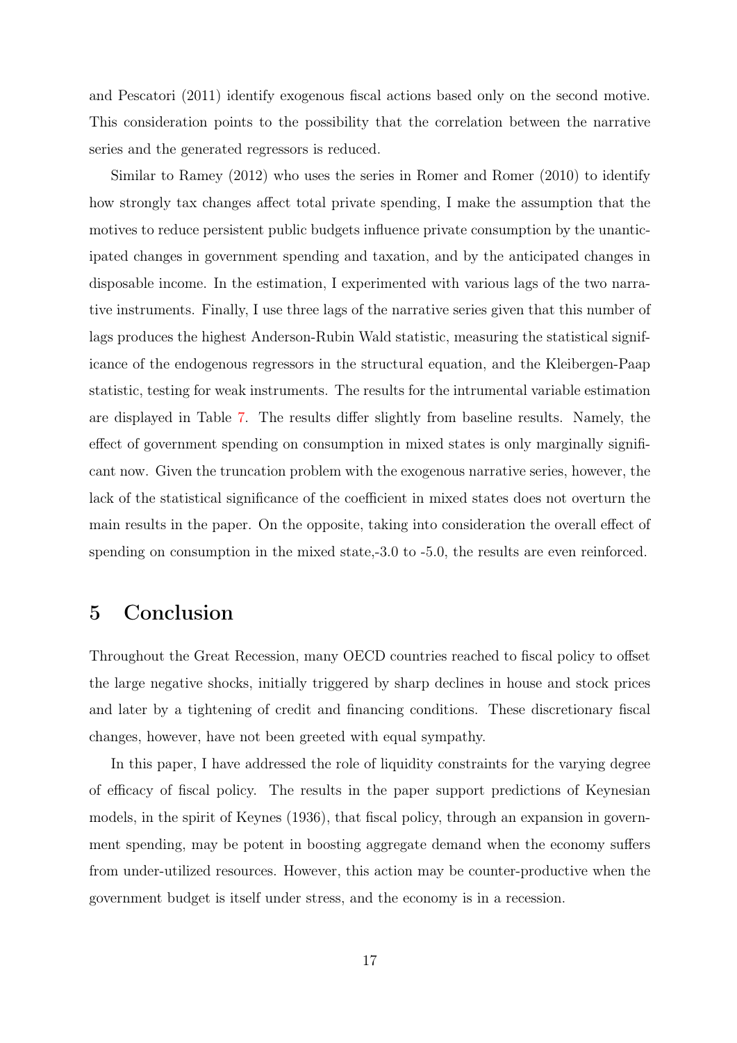and Pescatori (2011) identify exogenous fiscal actions based only on the second motive. This consideration points to the possibility that the correlation between the narrative series and the generated regressors is reduced.

Similar to Ramey (2012) who uses the series in Romer and Romer (2010) to identify how strongly tax changes affect total private spending, I make the assumption that the motives to reduce persistent public budgets influence private consumption by the unanticipated changes in government spending and taxation, and by the anticipated changes in disposable income. In the estimation, I experimented with various lags of the two narrative instruments. Finally, I use three lags of the narrative series given that this number of lags produces the highest Anderson-Rubin Wald statistic, measuring the statistical significance of the endogenous regressors in the structural equation, and the Kleibergen-Paap statistic, testing for weak instruments. The results for the intrumental variable estimation are displayed in Table 7. The results differ slightly from baseline results. Namely, the effect of government spending on consumption in mixed states is only marginally significant now. Given the truncation problem with the exogenous narrative series, however, the lack of the statistical significance of the coefficient in mixed states does not overturn the main results in the paper. On the opposite, taking into consideration the overall effect of spending on consumption in the mixed state,-3.0 to -5.0, the results are even reinforced.

# 5 Conclusion

Throughout the Great Recession, many OECD countries reached to fiscal policy to offset the large negative shocks, initially triggered by sharp declines in house and stock prices and later by a tightening of credit and financing conditions. These discretionary fiscal changes, however, have not been greeted with equal sympathy.

In this paper, I have addressed the role of liquidity constraints for the varying degree of efficacy of fiscal policy. The results in the paper support predictions of Keynesian models, in the spirit of Keynes (1936), that fiscal policy, through an expansion in government spending, may be potent in boosting aggregate demand when the economy suffers from under-utilized resources. However, this action may be counter-productive when the government budget is itself under stress, and the economy is in a recession.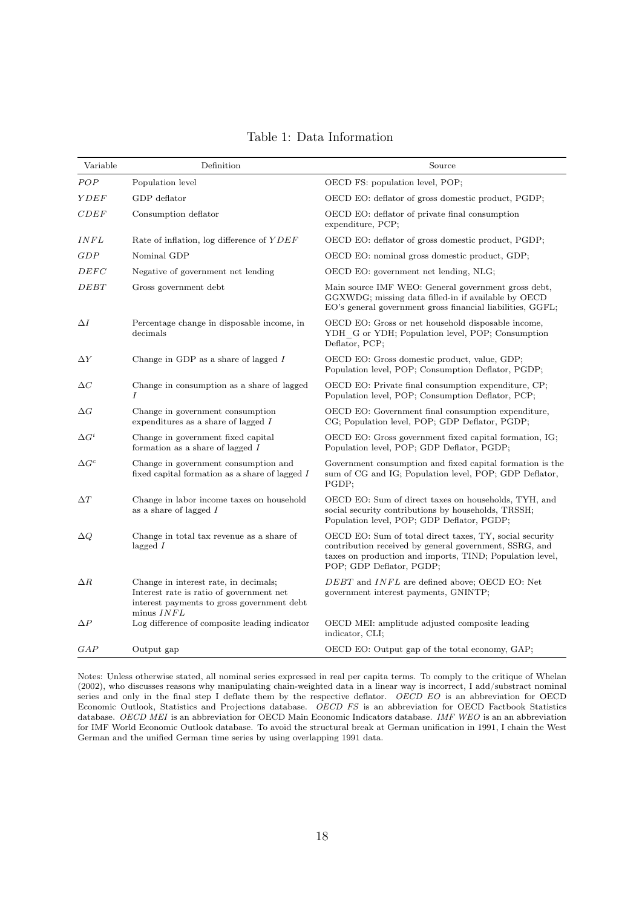Table 1: Data Information

| Variable | Definition | Source |
|---|---|---|
| $POP$ | Population level | OECD FS: population level, POP; |
| $YDEF$ | GDP deflator | OECD EO: deflator of gross domestic product, PGDP; |
| $CDEF$ | Consumption deflator | OECD EO: deflator of private final consumption expenditure, PCP; |
| $INFL$ | Rate of inflation, log difference of $YDEF$ | OECD EO: deflator of gross domestic product, PGDP; |
| $GDP$ | Nominal GDP | OECD EO: nominal gross domestic product, GDP; |
| $DEFC$ | Negative of government net lending | OECD EO: government net lending, NLG; |
| $DEBT$ | Gross government debt | Main source IMF WEO: General government gross debt, GGXWDG; missing data filled-in if available by OECD EO's general government gross financial liabilities, GGFL; |
| $\Delta I$ | Percentage change in disposable income, in decimals | OECD EO: Gross or net household disposable income, YDH_G or YDH; Population level, POP; Consumption Deflator, PCP; |
| $\Delta Y$ | Change in GDP as a share of lagged $I$ | OECD EO: Gross domestic product, value, GDP; Population level, POP; Consumption Deflator, PGDP; |
| $\Delta C$ | Change in consumption as a share of lagged $I$ | OECD EO: Private final consumption expenditure, CP; Population level, POP; Consumption Deflator, PCP; |
| $\Delta G$ | Change in government consumption expenditures as a share of lagged $I$ | OECD EO: Government final consumption expenditure, CG; Population level, POP; GDP Deflator, PGDP; |
| $\Delta G^i$ | Change in government fixed capital formation as a share of lagged $I$ | OECD EO: Gross government fixed capital formation, IG; Population level, POP; GDP Deflator, PGDP; |
| $\Delta G^c$ | Change in government consumption and fixed capital formation as a share of lagged $I$ | Government consumption and fixed capital formation is the sum of CG and IG; Population level, POP; GDP Deflator, PGDP; |
| $\Delta T$ | Change in labor income taxes on household as a share of lagged $I$ | OECD EO: Sum of direct taxes on households, TYH, and social security contributions by households, TRSSH; Population level, POP; GDP Deflator, PGDP; |
| $\Delta Q$ | Change in total tax revenue as a share of lagged $I$ | OECD EO: Sum of total direct taxes, TY, social security contribution received by general government, SSRG, and taxes on production and imports, TIND; Population level, POP; GDP Deflator, PGDP; |
| $\Delta R$ | Change in interest rate, in decimals; Interest rate is ratio of government net interest payments to gross government debt minus $INFL$ | $DEBT$ and $INFL$ are defined above; OECD EO: Net government interest payments, GNINTP; |
| $\Delta P$ | Log difference of composite leading indicator | OECD MEI: amplitude adjusted composite leading indicator, CLI; |
| $GAP$ | Output gap | OECD EO: Output gap of the total economy, GAP; |

Notes: Unless otherwise stated, all nominal series expressed in real per capita terms. To comply to the critique of Whelan (2002), who discusses reasons why manipulating chain-weighted data in a linear way is incorrect, I add/substract nominal series and only in the final step I deflate them by the respective deflator. *OECD EO* is an abbreviation for OECD Economic Outlook, Statistics and Projections database. *OECD FS* is an abbreviation for OECD Factbook Statistics database. *OECD MEI* is an abbreviation for OECD Main Economic Indicators database. *IMF WEO* is an an abbreviation for IMF World Economic Outlook database. To avoid the structural break at German unification in 1991, I chain the West German and the unified German time series by using overlapping 1991 data.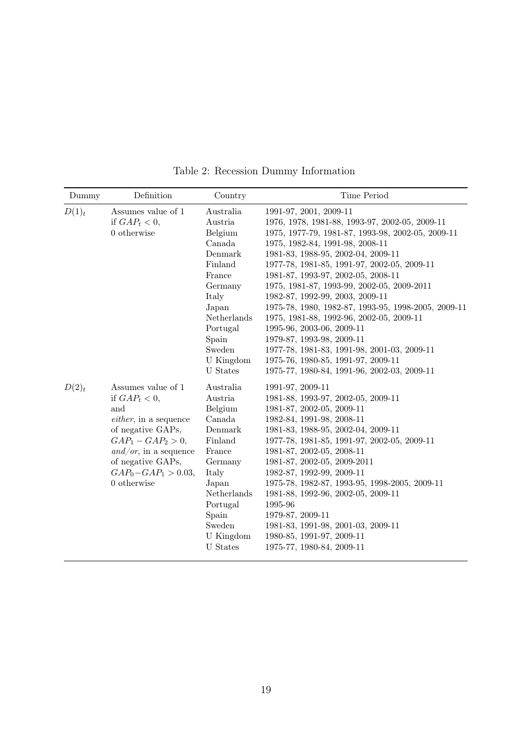Table 2: Recession Dummy Information

| Dummy | Definition | Country | Time Period |
|---|---|---|---|
| $D(1)_t$ | Assumes value of 1 if $GAP_t < 0$, 0 otherwise | Australia | 1991-97, 2001, 2009-11 |
| | | Austria | 1976, 1978, 1981-88, 1993-97, 2002-05, 2009-11 |
| | | Belgium | 1975, 1977-79, 1981-87, 1993-98, 2002-05, 2009-11 |
| | | Canada | 1975, 1982-84, 1991-98, 2008-11 |
| | | Denmark | 1981-83, 1988-95, 2002-04, 2009-11 |
| | | Finland | 1977-78, 1981-85, 1991-97, 2002-05, 2009-11 |
| | | France | 1981-87, 1993-97, 2002-05, 2008-11 |
| | | Germany | 1975, 1981-87, 1993-99, 2002-05, 2009-2011 |
| | | Italy | 1982-87, 1992-99, 2003, 2009-11 |
| | | Japan | 1975-78, 1980, 1982-87, 1993-95, 1998-2005, 2009-11 |
| | | Netherlands | 1975, 1981-88, 1992-96, 2002-05, 2009-11 |
| | | Portugal | 1995-96, 2003-06, 2009-11 |
| | | Spain | 1979-87, 1993-98, 2009-11 |
| | | Sweden | 1977-78, 1981-83, 1991-98, 2001-03, 2009-11 |
| | | U Kingdom | 1975-76, 1980-85, 1991-97, 2009-11 |
| | | U States | 1975-77, 1980-84, 1991-96, 2002-03, 2009-11 |
| $D(2)_t$ | Assumes value of 1 if $GAP_t < 0$, and *either*, in a sequence of negative GAPs, $GAP_1 - GAP_2 > 0$, *and/or*, in a sequence of negative GAPs, $GAP_0 - GAP_1 > 0.03$, 0 otherwise | Australia | 1991-97, 2009-11 |
| | | Austria | 1981-88, 1993-97, 2002-05, 2009-11 |
| | | Belgium | 1981-87, 2002-05, 2009-11 |
| | | Canada | 1982-84, 1991-98, 2008-11 |
| | | Denmark | 1981-83, 1988-95, 2002-04, 2009-11 |
| | | Finland | 1977-78, 1981-85, 1991-97, 2002-05, 2009-11 |
| | | France | 1981-87, 2002-05, 2008-11 |
| | | Germany | 1981-87, 2002-05, 2009-2011 |
| | | Italy | 1982-87, 1992-99, 2009-11 |
| | | Japan | 1975-78, 1982-87, 1993-95, 1998-2005, 2009-11 |
| | | Netherlands | 1981-88, 1992-96, 2002-05, 2009-11 |
| | | Portugal | 1995-96 |
| | | Spain | 1979-87, 2009-11 |
| | | Sweden | 1981-83, 1991-98, 2001-03, 2009-11 |
| | | U Kingdom | 1980-85, 1991-97, 2009-11 |
| | | U States | 1975-77, 1980-84, 2009-11 |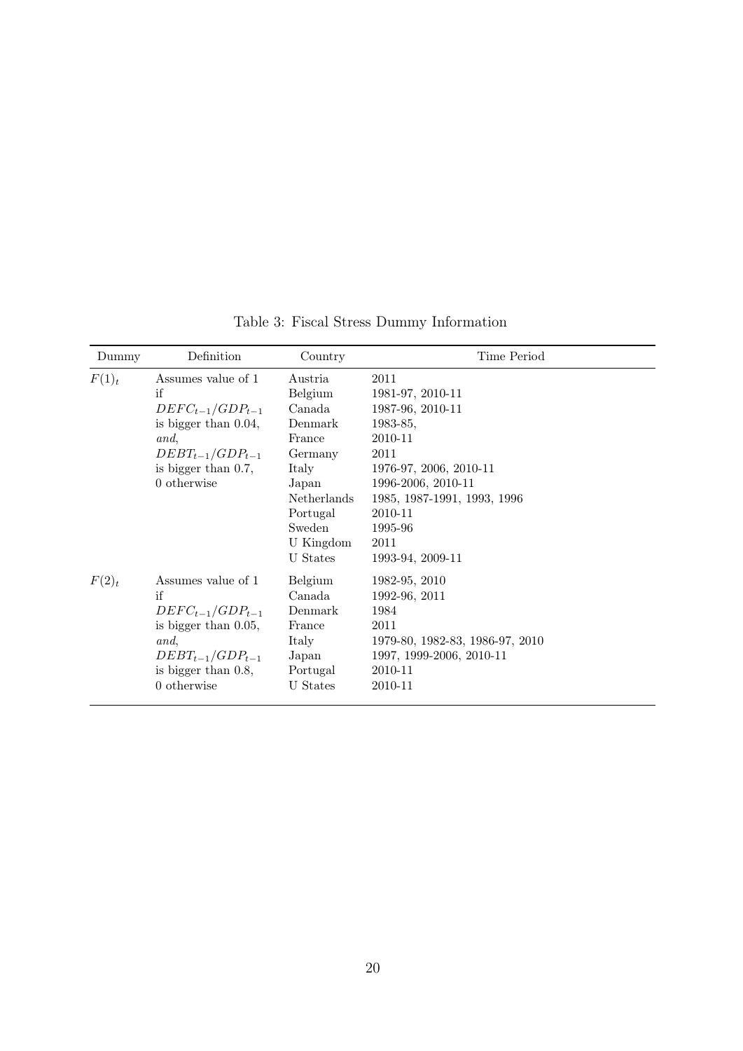Table 3: Fiscal Stress Dummy Information

| Dummy | Definition | Country | Time Period |
|---|---|---|---|
| $F(1)_t$ | Assumes value of 1 | Austria | 2011 |
| | if | Belgium | 1981-97, 2010-11 |
| | $DEFC_{t-1}/GDP_{t-1}$ | Canada | 1987-96, 2010-11 |
| | is bigger than 0.04, | Denmark | 1983-85, |
| | *and*, | France | 2010-11 |
| | $DEBT_{t-1}/GDP_{t-1}$ | Germany | 2011 |
| | is bigger than 0.7, | Italy | 1976-97, 2006, 2010-11 |
| | 0 otherwise | Japan | 1996-2006, 2010-11 |
| | | Netherlands | 1985, 1987-1991, 1993, 1996 |
| | | Portugal | 2010-11 |
| | | Sweden | 1995-96 |
| | | U Kingdom | 2011 |
| | | U States | 1993-94, 2009-11 |
| $F(2)_t$ | Assumes value of 1 | Belgium | 1982-95, 2010 |
| | if | Canada | 1992-96, 2011 |
| | $DEFC_{t-1}/GDP_{t-1}$ | Denmark | 1984 |
| | is bigger than 0.05, | France | 2011 |
| | *and*, | Italy | 1979-80, 1982-83, 1986-97, 2010 |
| | $DEBT_{t-1}/GDP_{t-1}$ | Japan | 1997, 1999-2006, 2010-11 |
| | is bigger than 0.8, | Portugal | 2010-11 |
| | 0 otherwise | U States | 2010-11 |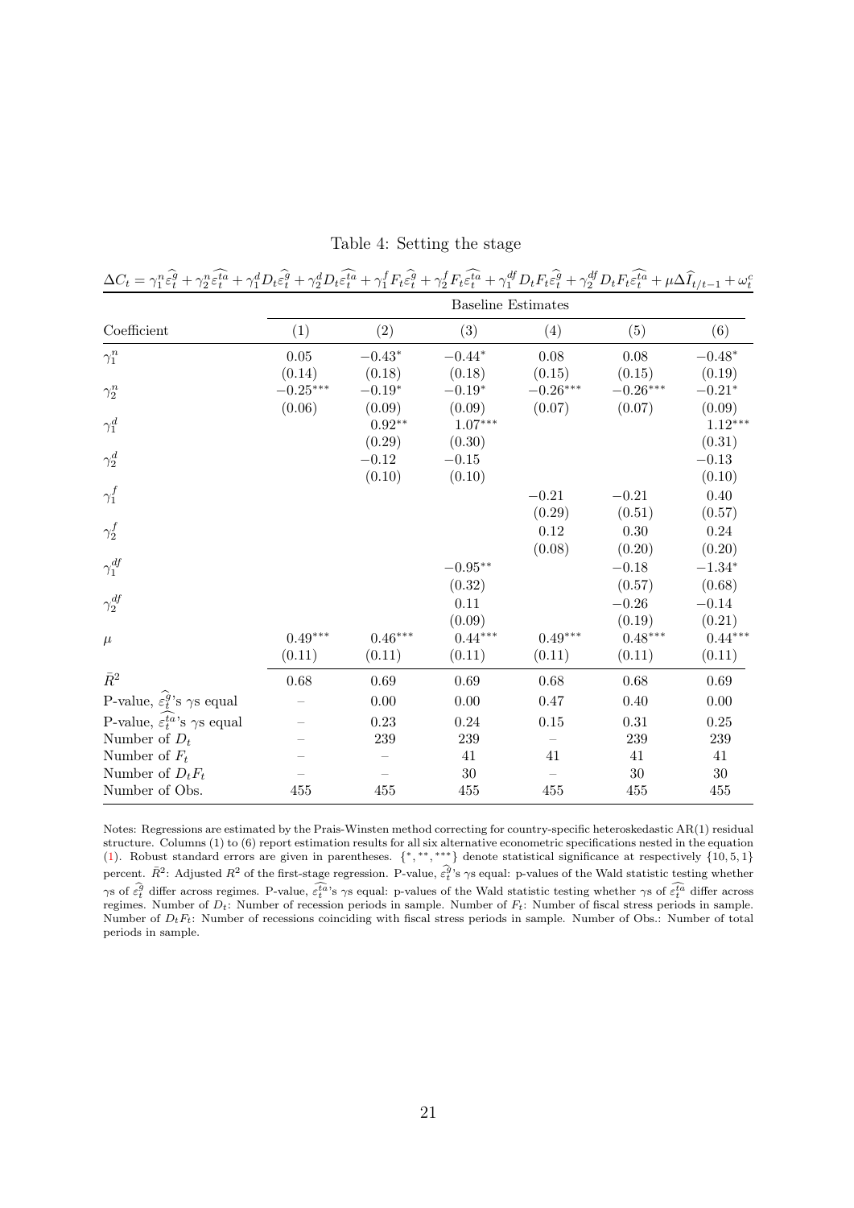Table 4: Setting the stage

$$\Delta C_t = \gamma_1^n \widehat{\varepsilon_t^g} + \gamma_2^n \widehat{\varepsilon_t^{ta}} + \gamma_1^d D_t \widehat{\varepsilon_t^g} + \gamma_2^d D_t \widehat{\varepsilon_t^{ta}} + \gamma_1^f F_t \widehat{\varepsilon_t^g} + \gamma_2^f F_t \widehat{\varepsilon_t^{ta}} + \gamma_1^{df} D_t F_t \widehat{\varepsilon_t^g} + \gamma_2^{df} D_t F_t \widehat{\varepsilon_t^{ta}} + \mu \Delta \widehat{I}_{t/t-1} + \omega_t^c$$

| | Baseline Estimates | | | | | |
|---|---|---|---|---|---|---|
| Coefficient | (1) | (2) | (3) | (4) | (5) | (6) |
| $\gamma_1^n$ | 0.05 | $-0.43^{*}$ | $-0.44^{*}$ | 0.08 | 0.08 | $-0.48^{*}$ |
| | (0.14) | (0.18) | (0.18) | (0.15) | (0.15) | (0.19) |
| $\gamma_2^n$ | $-0.25^{***}$ | $-0.19^{*}$ | $-0.19^{*}$ | $-0.26^{***}$ | $-0.26^{***}$ | $-0.21^{*}$ |
| | (0.06) | (0.09) | (0.09) | (0.07) | (0.07) | (0.09) |
| $\gamma_1^d$ | | $0.92^{**}$ | $1.07^{***}$ | | | $1.12^{***}$ |
| | | (0.29) | (0.30) | | | (0.31) |
| $\gamma_2^d$ | | $-0.12$ | $-0.15$ | | | $-0.13$ |
| | | (0.10) | (0.10) | | | (0.10) |
| $\gamma_1^f$ | | | | $-0.21$ | $-0.21$ | 0.40 |
| | | | | (0.29) | (0.51) | (0.57) |
| $\gamma_2^f$ | | | | 0.12 | 0.30 | 0.24 |
| | | | | (0.08) | (0.20) | (0.20) |
| $\gamma_1^{df}$ | | | $-0.95^{**}$ | | $-0.18$ | $-1.34^{*}$ |
| | | | (0.32) | | (0.57) | (0.68) |
| $\gamma_2^{df}$ | | | 0.11 | | $-0.26$ | $-0.14$ |
| | | | (0.09) | | (0.19) | (0.21) |
| $\mu$ | $0.49^{***}$ | $0.46^{***}$ | $0.44^{***}$ | $0.49^{***}$ | $0.48^{***}$ | $0.44^{***}$ |
| | (0.11) | (0.11) | (0.11) | (0.11) | (0.11) | (0.11) |
| $\bar{R}^2$ | 0.68 | 0.69 | 0.69 | 0.68 | 0.68 | 0.69 |
| P-value, $\widehat{\varepsilon_t^g}$'s $\gamma$s equal | – | 0.00 | 0.00 | 0.47 | 0.40 | 0.00 |
| P-value, $\widehat{\varepsilon_t^{ta}}$'s $\gamma$s equal | – | 0.23 | 0.24 | 0.15 | 0.31 | 0.25 |
| Number of $D_t$ | – | 239 | 239 | – | 239 | 239 |
| Number of $F_t$ | – | – | 41 | 41 | 41 | 41 |
| Number of $D_tF_t$ | – | – | 30 | – | 30 | 30 |
| Number of Obs. | 455 | 455 | 455 | 455 | 455 | 455 |

Notes: Regressions are estimated by the Prais-Winsten method correcting for country-specific heteroskedastic AR(1) residual structure. Columns (1) to (6) report estimation results for all six alternative econometric specifications nested in the equation (1). Robust standard errors are given in parentheses. $\{^{*}, ^{**}, ^{***}\}$ denote statistical significance at respectively $\{10, 5, 1\}$ percent. $\bar{R}^2$: Adjusted $R^2$ of the first-stage regression. P-value, $\widehat{\varepsilon_t^g}$'s $\gamma$s equal: p-values of the Wald statistic testing whether $\gamma$s of $\widehat{\varepsilon_t^g}$ differ across regimes. P-value, $\widehat{\varepsilon_t^{ta}}$'s $\gamma$s equal: p-values of the Wald statistic testing whether $\gamma$s of $\widehat{\varepsilon_t^{ta}}$ differ across regimes. Number of $D_t$: Number of recession periods in sample. Number of $F_t$: Number of fiscal stress periods in sample. Number of $D_tF_t$: Number of recessions coinciding with fiscal stress periods in sample. Number of Obs.: Number of total periods in sample.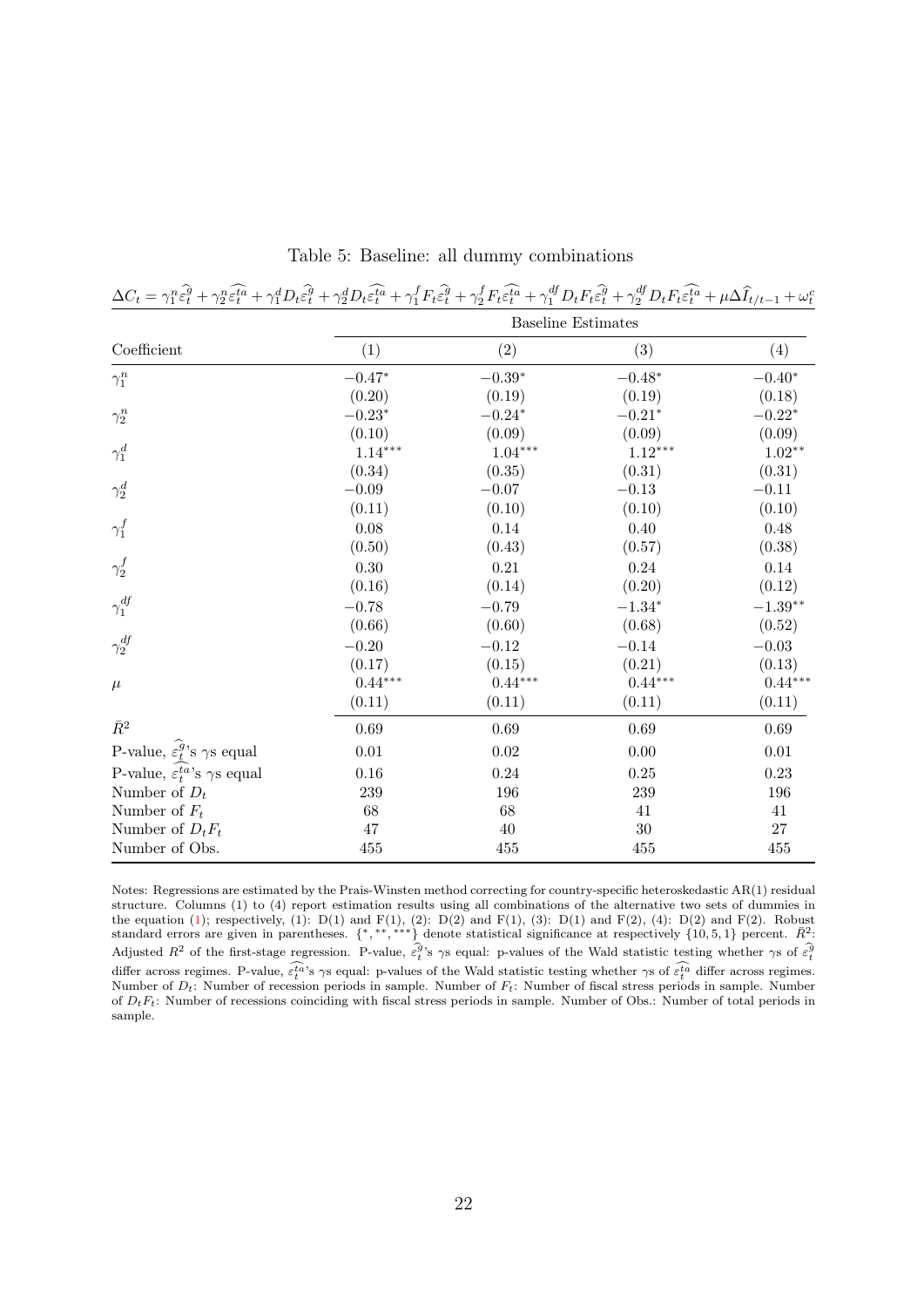Table 5: Baseline: all dummy combinations

$$\Delta C_t = \gamma_1^n \widehat{\varepsilon_t^g} + \gamma_2^n \widehat{\varepsilon_t^{ta}} + \gamma_1^d D_t \widehat{\varepsilon_t^g} + \gamma_2^d D_t \widehat{\varepsilon_t^{ta}} + \gamma_1^f F_t \widehat{\varepsilon_t^g} + \gamma_2^f F_t \widehat{\varepsilon_t^{ta}} + \gamma_1^{df} D_t F_t \widehat{\varepsilon_t^g} + \gamma_2^{df} D_t F_t \widehat{\varepsilon_t^{ta}} + \mu \Delta \widehat{I}_{t/t-1} + \omega_t^c$$

| | Baseline Estimates | | | |
|---|---|---|---|---|
| Coefficient | (1) | (2) | (3) | (4) |
| $\gamma_1^n$ | $-0.47^{*}$ | $-0.39^{*}$ | $-0.48^{*}$ | $-0.40^{*}$ |
| | (0.20) | (0.19) | (0.19) | (0.18) |
| $\gamma_2^n$ | $-0.23^{*}$ | $-0.24^{*}$ | $-0.21^{*}$ | $-0.22^{*}$ |
| | (0.10) | (0.09) | (0.09) | (0.09) |
| $\gamma_1^d$ | $1.14^{***}$ | $1.04^{***}$ | $1.12^{***}$ | $1.02^{**}$ |
| | (0.34) | (0.35) | (0.31) | (0.31) |
| $\gamma_2^d$ | $-0.09$ | $-0.07$ | $-0.13$ | $-0.11$ |
| | (0.11) | (0.10) | (0.10) | (0.10) |
| $\gamma_1^f$ | 0.08 | 0.14 | 0.40 | 0.48 |
| | (0.50) | (0.43) | (0.57) | (0.38) |
| $\gamma_2^f$ | 0.30 | 0.21 | 0.24 | 0.14 |
| | (0.16) | (0.14) | (0.20) | (0.12) |
| $\gamma_1^{df}$ | $-0.78$ | $-0.79$ | $-1.34^{*}$ | $-1.39^{**}$ |
| | (0.66) | (0.60) | (0.68) | (0.52) |
| $\gamma_2^{df}$ | $-0.20$ | $-0.12$ | $-0.14$ | $-0.03$ |
| | (0.17) | (0.15) | (0.21) | (0.13) |
| $\mu$ | $0.44^{***}$ | $0.44^{***}$ | $0.44^{***}$ | $0.44^{***}$ |
| | (0.11) | (0.11) | (0.11) | (0.11) |
| $\bar{R}^2$ | 0.69 | 0.69 | 0.69 | 0.69 |
| P-value, $\widehat{\varepsilon_t^g}$'s $\gamma$s equal | 0.01 | 0.02 | 0.00 | 0.01 |
| P-value, $\widehat{\varepsilon_t^{ta}}$'s $\gamma$s equal | 0.16 | 0.24 | 0.25 | 0.23 |
| Number of $D_t$ | 239 | 196 | 239 | 196 |
| Number of $F_t$ | 68 | 68 | 41 | 41 |
| Number of $D_tF_t$ | 47 | 40 | 30 | 27 |
| Number of Obs. | 455 | 455 | 455 | 455 |

Notes: Regressions are estimated by the Prais-Winsten method correcting for country-specific heteroskedastic AR(1) residual structure. Columns (1) to (4) report estimation results using all combinations of the alternative two sets of dummies in the equation (1); respectively, (1): D(1) and F(1), (2): D(2) and F(1), (3): D(1) and F(2), (4): D(2) and F(2). Robust standard errors are given in parentheses. $\{^{*}, ^{**}, ^{***}\}$ denote statistical significance at respectively $\{10, 5, 1\}$ percent. $\bar{R}^2$: Adjusted $R^2$ of the first-stage regression. P-value, $\widehat{\varepsilon_t^g}$'s $\gamma$s equal: p-values of the Wald statistic testing whether $\gamma$s of $\widehat{\varepsilon_t^g}$ differ across regimes. P-value, $\widehat{\varepsilon_t^{ta}}$'s $\gamma$s equal: p-values of the Wald statistic testing whether $\gamma$s of $\widehat{\varepsilon_t^{ta}}$ differ across regimes. Number of $D_t$: Number of recession periods in sample. Number of $F_t$: Number of fiscal stress periods in sample. Number of $D_tF_t$: Number of recessions coinciding with fiscal stress periods in sample. Number of Obs.: Number of total periods in sample.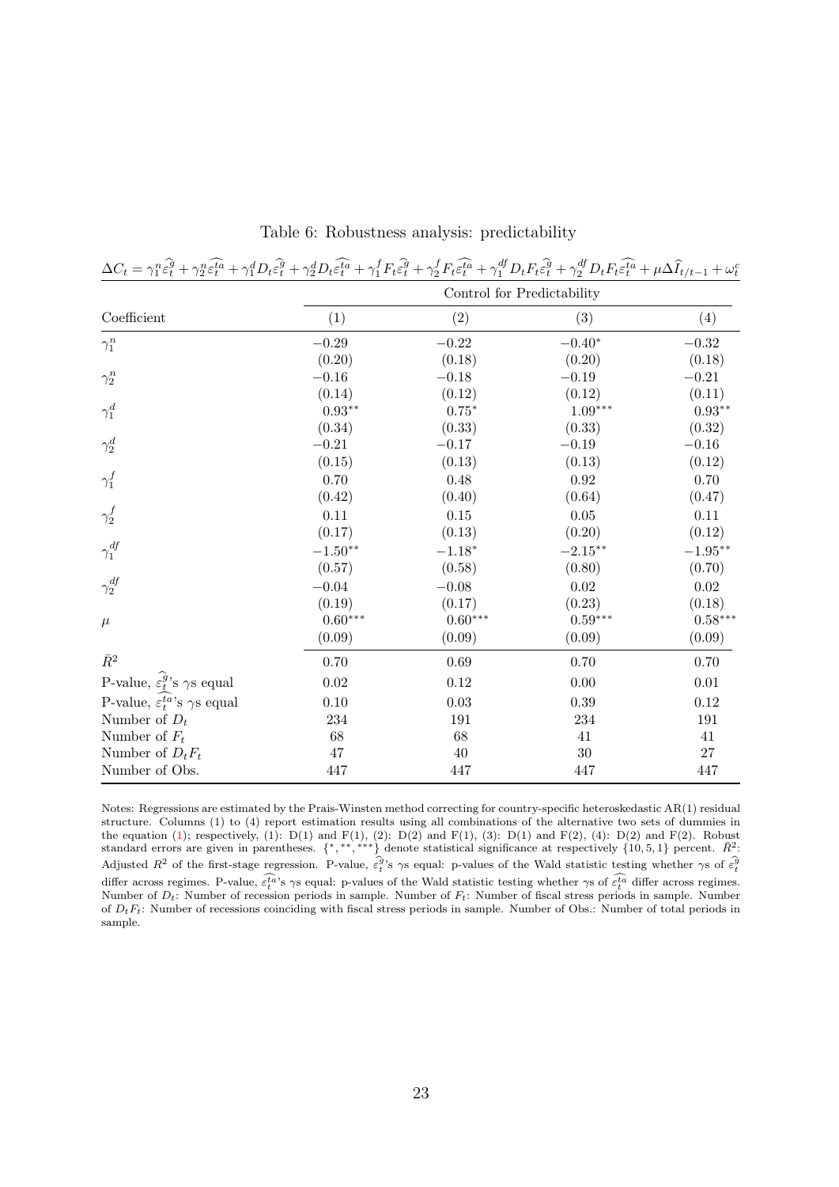Table 6: Robustness analysis: predictability

$$\Delta C_t = \gamma_1^n \widehat{\varepsilon_t^g} + \gamma_2^n \widehat{\varepsilon_t^{ta}} + \gamma_1^d D_t \widehat{\varepsilon_t^g} + \gamma_2^d D_t \widehat{\varepsilon_t^{ta}} + \gamma_1^f F_t \widehat{\varepsilon_t^g} + \gamma_2^f F_t \widehat{\varepsilon_t^{ta}} + \gamma_1^{df} D_t F_t \widehat{\varepsilon_t^g} + \gamma_2^{df} D_t F_t \widehat{\varepsilon_t^{ta}} + \mu \Delta \widehat{I}_{t/t-1} + \omega_t^c$$

| | Control for Predictability | | | |
|---|---|---|---|---|
| Coefficient | (1) | (2) | (3) | (4) |
| $\gamma_1^n$ | $-0.29$ | $-0.22$ | $-0.40^{*}$ | $-0.32$ |
| | (0.20) | (0.18) | (0.20) | (0.18) |
| $\gamma_2^n$ | $-0.16$ | $-0.18$ | $-0.19$ | $-0.21$ |
| | (0.14) | (0.12) | (0.12) | (0.11) |
| $\gamma_1^d$ | $0.93^{**}$ | $0.75^{*}$ | $1.09^{***}$ | $0.93^{**}$ |
| | (0.34) | (0.33) | (0.33) | (0.32) |
| $\gamma_2^d$ | $-0.21$ | $-0.17$ | $-0.19$ | $-0.16$ |
| | (0.15) | (0.13) | (0.13) | (0.12) |
| $\gamma_1^f$ | 0.70 | 0.48 | 0.92 | 0.70 |
| | (0.42) | (0.40) | (0.64) | (0.47) |
| $\gamma_2^f$ | 0.11 | 0.15 | 0.05 | 0.11 |
| | (0.17) | (0.13) | (0.20) | (0.12) |
| $\gamma_1^{df}$ | $-1.50^{**}$ | $-1.18^{*}$ | $-2.15^{**}$ | $-1.95^{**}$ |
| | (0.57) | (0.58) | (0.80) | (0.70) |
| $\gamma_2^{df}$ | $-0.04$ | $-0.08$ | 0.02 | 0.02 |
| | (0.19) | (0.17) | (0.23) | (0.18) |
| $\mu$ | $0.60^{***}$ | $0.60^{***}$ | $0.59^{***}$ | $0.58^{***}$ |
| | (0.09) | (0.09) | (0.09) | (0.09) |
| $\bar{R}^2$ | 0.70 | 0.69 | 0.70 | 0.70 |
| P-value, $\widehat{\varepsilon_t^g}$'s $\gamma$s equal | 0.02 | 0.12 | 0.00 | 0.01 |
| P-value, $\widehat{\varepsilon_t^{ta}}$'s $\gamma$s equal | 0.10 | 0.03 | 0.39 | 0.12 |
| Number of $D_t$ | 234 | 191 | 234 | 191 |
| Number of $F_t$ | 68 | 68 | 41 | 41 |
| Number of $D_tF_t$ | 47 | 40 | 30 | 27 |
| Number of Obs. | 447 | 447 | 447 | 447 |

Notes: Regressions are estimated by the Prais-Winsten method correcting for country-specific heteroskedastic AR(1) residual structure. Columns (1) to (4) report estimation results using all combinations of the alternative two sets of dummies in the equation (1); respectively, (1): D(1) and F(1), (2): D(2) and F(1), (3): D(1) and F(2), (4): D(2) and F(2). Robust standard errors are given in parentheses. $\{^{*}, ^{**}, ^{***}\}$ denote statistical significance at respectively $\{10, 5, 1\}$ percent. $\bar{R}^2$: Adjusted $R^2$ of the first-stage regression. P-value, $\widehat{\varepsilon_t^g}$'s $\gamma$s equal: p-values of the Wald statistic testing whether $\gamma$s of $\widehat{\varepsilon_t^g}$ differ across regimes. P-value, $\widehat{\varepsilon_t^{ta}}$'s $\gamma$s equal: p-values of the Wald statistic testing whether $\gamma$s of $\widehat{\varepsilon_t^{ta}}$ differ across regimes. Number of $D_t$: Number of recession periods in sample. Number of $F_t$: Number of fiscal stress periods in sample. Number of $D_tF_t$: Number of recessions coinciding with fiscal stress periods in sample. Number of Obs.: Number of total periods in sample.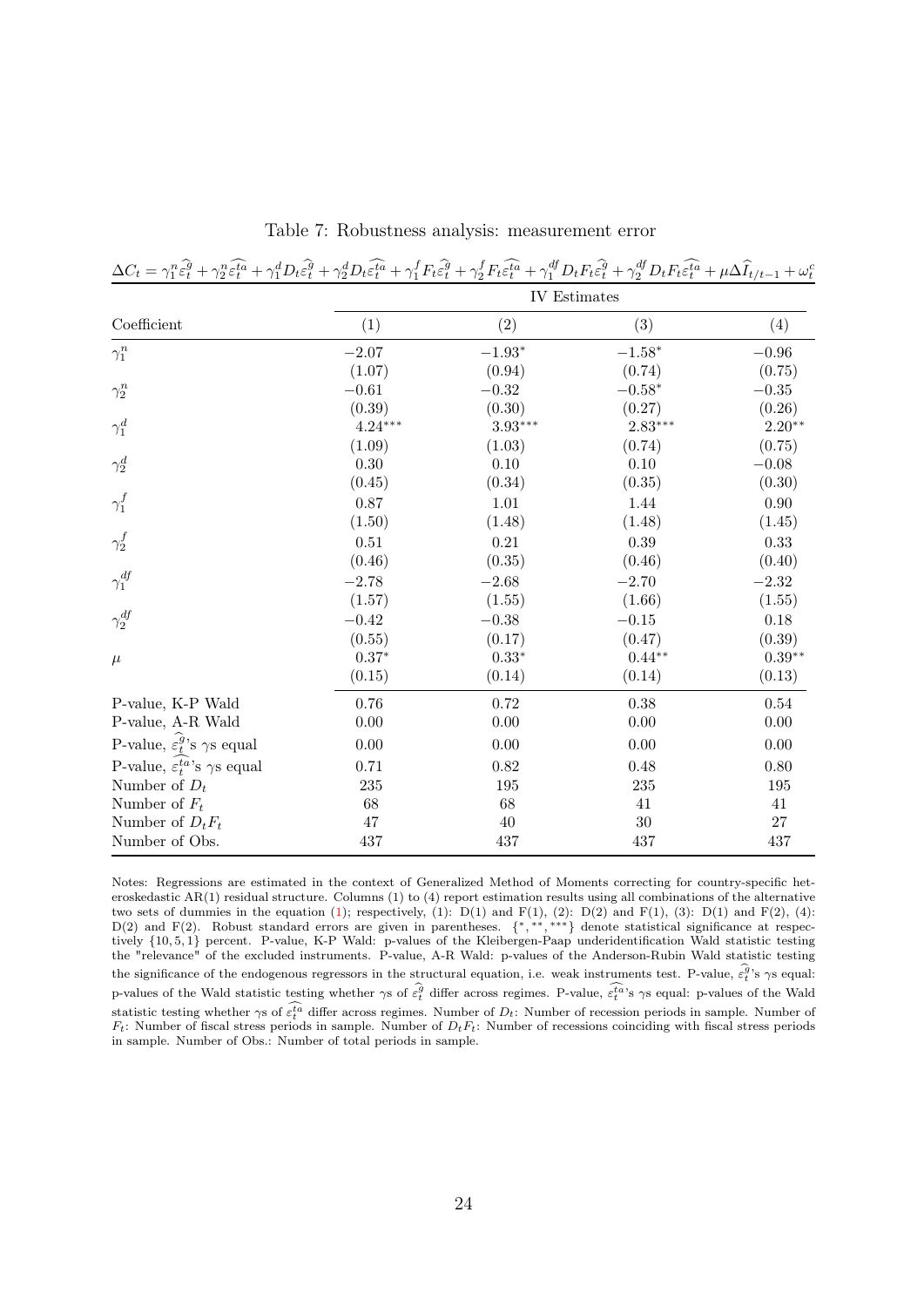Table 7: Robustness analysis: measurement error

$$\Delta C_t = \gamma_1^n \widehat{\varepsilon_t^g} + \gamma_2^n \widehat{\varepsilon_t^{ta}} + \gamma_1^d D_t \widehat{\varepsilon_t^g} + \gamma_2^d D_t \widehat{\varepsilon_t^{ta}} + \gamma_1^f F_t \widehat{\varepsilon_t^g} + \gamma_2^f F_t \widehat{\varepsilon_t^{ta}} + \gamma_1^{df} D_t F_t \widehat{\varepsilon_t^g} + \gamma_2^{df} D_t F_t \widehat{\varepsilon_t^{ta}} + \mu \Delta \widehat{I}_{t/t-1} + \omega_t^c$$

| | IV Estimates | | | |
|---|---|---|---|---|
| Coefficient | (1) | (2) | (3) | (4) |
| $\gamma_1^n$ | $-2.07$ | $-1.93^*$ | $-1.58^*$ | $-0.96$ |
| | (1.07) | (0.94) | (0.74) | (0.75) |
| $\gamma_2^n$ | $-0.61$ | $-0.32$ | $-0.58^*$ | $-0.35$ |
| | (0.39) | (0.30) | (0.27) | (0.26) |
| $\gamma_1^d$ | $4.24^{***}$ | $3.93^{***}$ | $2.83^{***}$ | $2.20^{**}$ |
| | (1.09) | (1.03) | (0.74) | (0.75) |
| $\gamma_2^d$ | 0.30 | 0.10 | 0.10 | $-0.08$ |
| | (0.45) | (0.34) | (0.35) | (0.30) |
| $\gamma_1^f$ | 0.87 | 1.01 | 1.44 | 0.90 |
| | (1.50) | (1.48) | (1.48) | (1.45) |
| $\gamma_2^f$ | 0.51 | 0.21 | 0.39 | 0.33 |
| | (0.46) | (0.35) | (0.46) | (0.40) |
| $\gamma_1^{df}$ | $-2.78$ | $-2.68$ | $-2.70$ | $-2.32$ |
| | (1.57) | (1.55) | (1.66) | (1.55) |
| $\gamma_2^{df}$ | $-0.42$ | $-0.38$ | $-0.15$ | 0.18 |
| | (0.55) | (0.17) | (0.47) | (0.39) |
| $\mu$ | $0.37^*$ | $0.33^*$ | $0.44^{**}$ | $0.39^{**}$ |
| | (0.15) | (0.14) | (0.14) | (0.13) |
| P-value, K-P Wald | 0.76 | 0.72 | 0.38 | 0.54 |
| P-value, A-R Wald | 0.00 | 0.00 | 0.00 | 0.00 |
| P-value, $\widehat{\varepsilon_t^g}$'s $\gamma$s equal | 0.00 | 0.00 | 0.00 | 0.00 |
| P-value, $\widehat{\varepsilon_t^{ta}}$'s $\gamma$s equal | 0.71 | 0.82 | 0.48 | 0.80 |
| Number of $D_t$ | 235 | 195 | 235 | 195 |
| Number of $F_t$ | 68 | 68 | 41 | 41 |
| Number of $D_tF_t$ | 47 | 40 | 30 | 27 |
| Number of Obs. | 437 | 437 | 437 | 437 |

Notes: Regressions are estimated in the context of Generalized Method of Moments correcting for country-specific heteroskedastic AR(1) residual structure. Columns (1) to (4) report estimation results using all combinations of the alternative two sets of dummies in the equation (1); respectively, (1): D(1) and F(1), (2): D(2) and F(1), (3): D(1) and F(2), (4): D(2) and F(2). Robust standard errors are given in parentheses. $\{^*, ^{**}, ^{***}\}$ denote statistical significance at respectively $\{10, 5, 1\}$ percent. P-value, K-P Wald: p-values of the Kleibergen-Paap underidentification Wald statistic testing the "relevance" of the excluded instruments. P-value, A-R Wald: p-values of the Anderson-Rubin Wald statistic testing the significance of the endogenous regressors in the structural equation, i.e. weak instruments test. P-value, $\widehat{\varepsilon_t^g}$'s $\gamma$s equal: p-values of the Wald statistic testing whether $\gamma$s of $\widehat{\varepsilon_t^g}$ differ across regimes. P-value, $\widehat{\varepsilon_t^{ta}}$'s $\gamma$s equal: p-values of the Wald statistic testing whether $\gamma$s of $\widehat{\varepsilon_t^{ta}}$ differ across regimes. Number of $D_t$: Number of recession periods in sample. Number of $F_t$: Number of fiscal stress periods in sample. Number of $D_tF_t$: Number of recessions coinciding with fiscal stress periods in sample. Number of Obs.: Number of total periods in sample.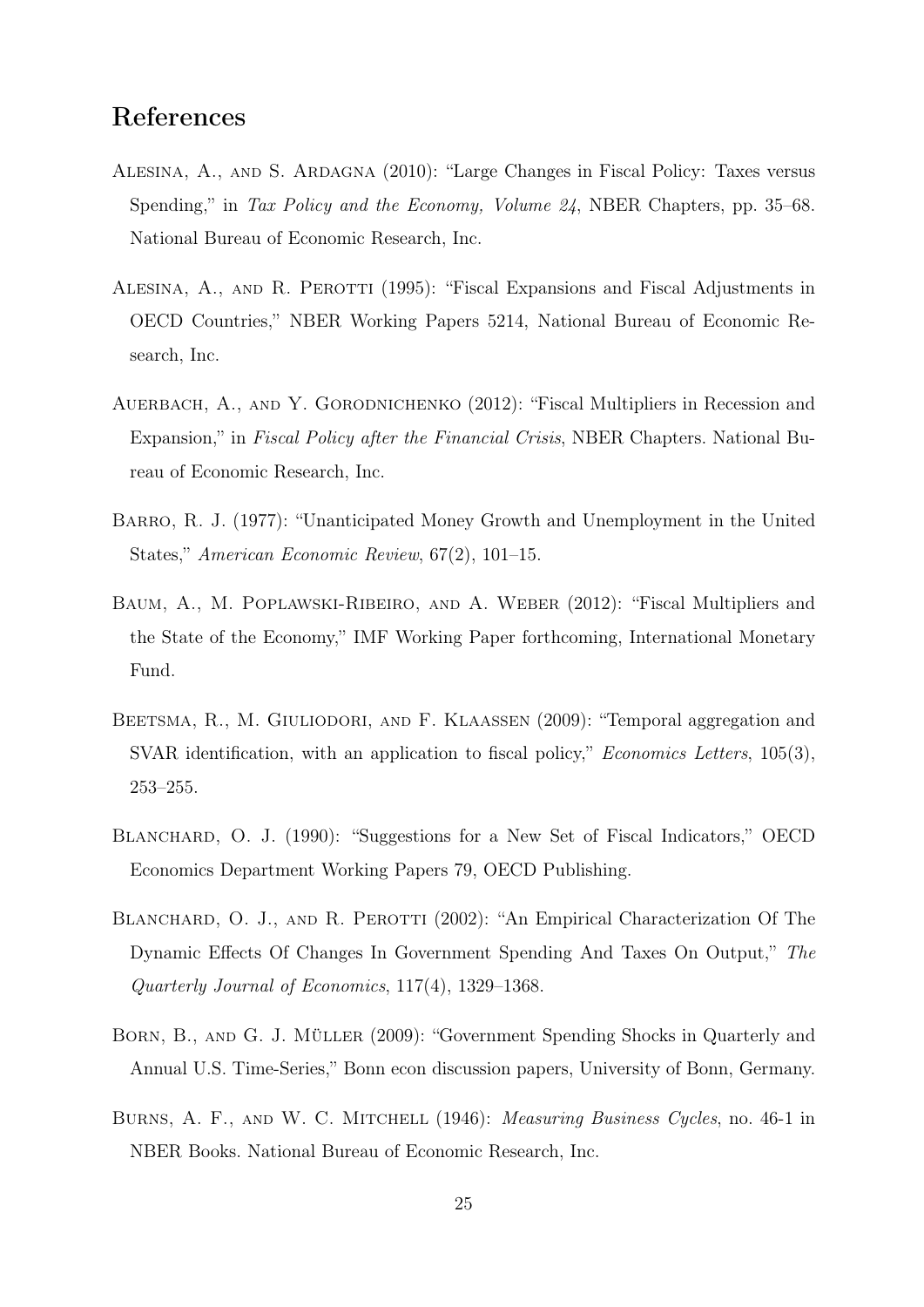## References

Alesina, A., and S. Ardagna (2010): "Large Changes in Fiscal Policy: Taxes versus Spending," in *Tax Policy and the Economy, Volume 24*, NBER Chapters, pp. 35–68. National Bureau of Economic Research, Inc.

Alesina, A., and R. Perotti (1995): "Fiscal Expansions and Fiscal Adjustments in OECD Countries," NBER Working Papers 5214, National Bureau of Economic Research, Inc.

Auerbach, A., and Y. Gorodnichenko (2012): "Fiscal Multipliers in Recession and Expansion," in *Fiscal Policy after the Financial Crisis*, NBER Chapters. National Bureau of Economic Research, Inc.

Barro, R. J. (1977): "Unanticipated Money Growth and Unemployment in the United States," *American Economic Review*, 67(2), 101–15.

Baum, A., M. Poplawski-Ribeiro, and A. Weber (2012): "Fiscal Multipliers and the State of the Economy," IMF Working Paper forthcoming, International Monetary Fund.

Beetsma, R., M. Giuliodori, and F. Klaassen (2009): "Temporal aggregation and SVAR identification, with an application to fiscal policy," *Economics Letters*, 105(3), 253–255.

Blanchard, O. J. (1990): "Suggestions for a New Set of Fiscal Indicators," OECD Economics Department Working Papers 79, OECD Publishing.

Blanchard, O. J., and R. Perotti (2002): "An Empirical Characterization Of The Dynamic Effects Of Changes In Government Spending And Taxes On Output," *The Quarterly Journal of Economics*, 117(4), 1329–1368.

Born, B., and G. J. Müller (2009): "Government Spending Shocks in Quarterly and Annual U.S. Time-Series," Bonn econ discussion papers, University of Bonn, Germany.

Burns, A. F., and W. C. Mitchell (1946): *Measuring Business Cycles*, no. 46-1 in NBER Books. National Bureau of Economic Research, Inc.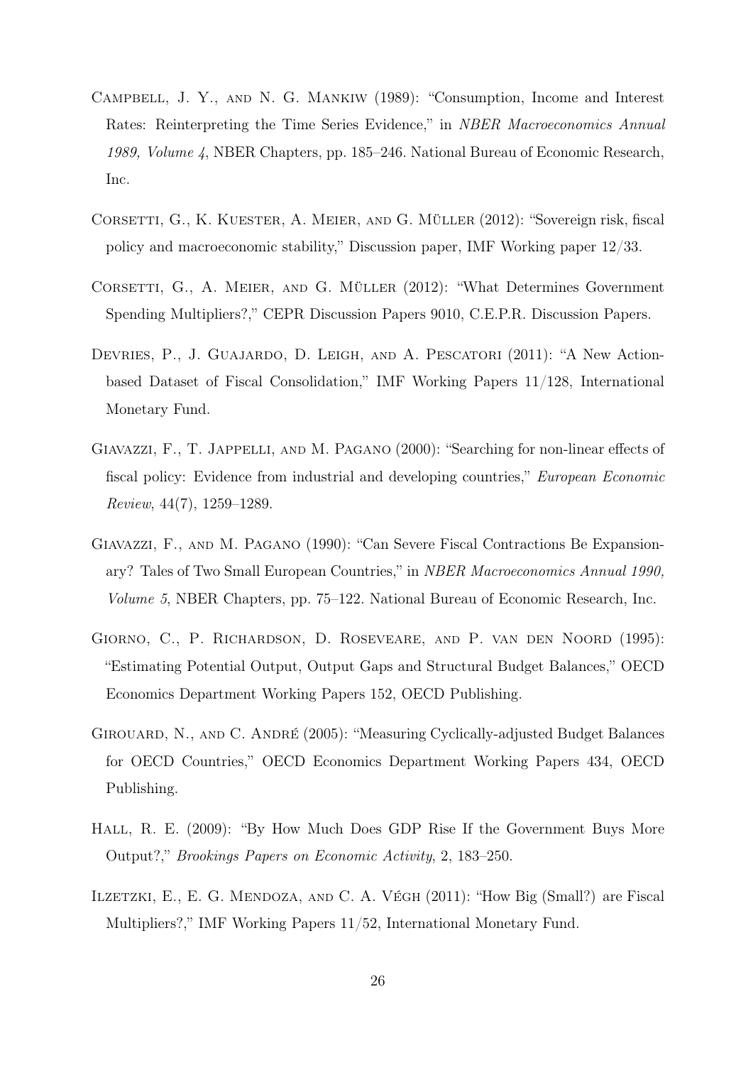Campbell, J. Y., and N. G. Mankiw (1989): "Consumption, Income and Interest Rates: Reinterpreting the Time Series Evidence," in *NBER Macroeconomics Annual 1989, Volume 4*, NBER Chapters, pp. 185–246. National Bureau of Economic Research, Inc.

Corsetti, G., K. Kuester, A. Meier, and G. Müller (2012): "Sovereign risk, fiscal policy and macroeconomic stability," Discussion paper, IMF Working paper 12/33.

Corsetti, G., A. Meier, and G. Müller (2012): "What Determines Government Spending Multipliers?," CEPR Discussion Papers 9010, C.E.P.R. Discussion Papers.

Devries, P., J. Guajardo, D. Leigh, and A. Pescatori (2011): "A New Action-based Dataset of Fiscal Consolidation," IMF Working Papers 11/128, International Monetary Fund.

Giavazzi, F., T. Jappelli, and M. Pagano (2000): "Searching for non-linear effects of fiscal policy: Evidence from industrial and developing countries," *European Economic Review*, 44(7), 1259–1289.

Giavazzi, F., and M. Pagano (1990): "Can Severe Fiscal Contractions Be Expansionary? Tales of Two Small European Countries," in *NBER Macroeconomics Annual 1990, Volume 5*, NBER Chapters, pp. 75–122. National Bureau of Economic Research, Inc.

Giorno, C., P. Richardson, D. Roseveare, and P. van den Noord (1995): "Estimating Potential Output, Output Gaps and Structural Budget Balances," OECD Economics Department Working Papers 152, OECD Publishing.

Girouard, N., and C. André (2005): "Measuring Cyclically-adjusted Budget Balances for OECD Countries," OECD Economics Department Working Papers 434, OECD Publishing.

Hall, R. E. (2009): "By How Much Does GDP Rise If the Government Buys More Output?," *Brookings Papers on Economic Activity*, 2, 183–250.

Ilzetzki, E., E. G. Mendoza, and C. A. Végh (2011): "How Big (Small?) are Fiscal Multipliers?," IMF Working Papers 11/52, International Monetary Fund.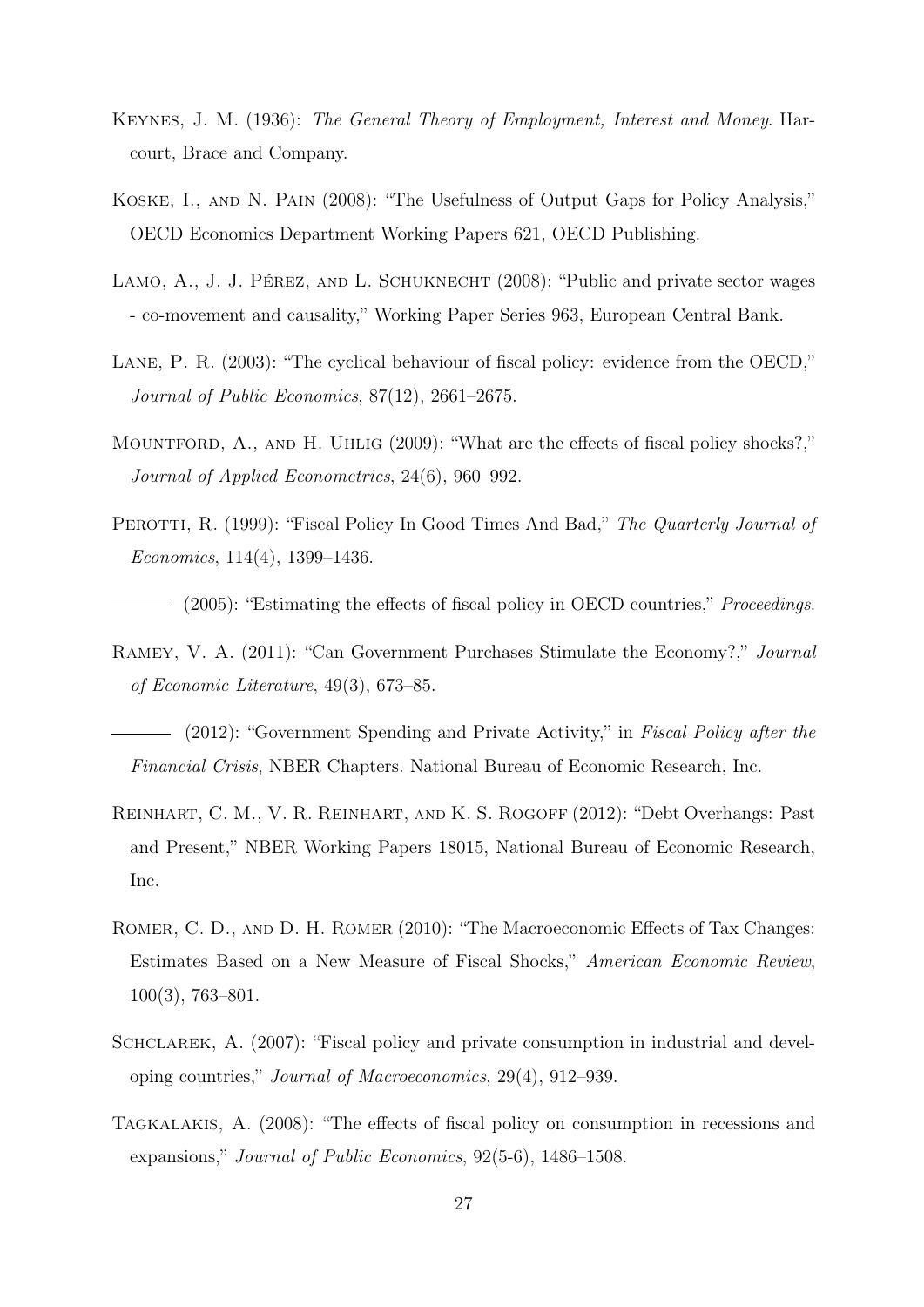Keynes, J. M. (1936): *The General Theory of Employment, Interest and Money*. Harcourt, Brace and Company.

Koske, I., and N. Pain (2008): "The Usefulness of Output Gaps for Policy Analysis," OECD Economics Department Working Papers 621, OECD Publishing.

Lamo, A., J. J. Pérez, and L. Schuknecht (2008): "Public and private sector wages - co-movement and causality," Working Paper Series 963, European Central Bank.

Lane, P. R. (2003): "The cyclical behaviour of fiscal policy: evidence from the OECD," *Journal of Public Economics*, 87(12), 2661–2675.

Mountford, A., and H. Uhlig (2009): "What are the effects of fiscal policy shocks?," *Journal of Applied Econometrics*, 24(6), 960–992.

Perotti, R. (1999): "Fiscal Policy In Good Times And Bad," *The Quarterly Journal of Economics*, 114(4), 1399–1436.

——— (2005): "Estimating the effects of fiscal policy in OECD countries," *Proceedings*.

Ramey, V. A. (2011): "Can Government Purchases Stimulate the Economy?," *Journal of Economic Literature*, 49(3), 673–85.

——— (2012): "Government Spending and Private Activity," in *Fiscal Policy after the Financial Crisis*, NBER Chapters. National Bureau of Economic Research, Inc.

Reinhart, C. M., V. R. Reinhart, and K. S. Rogoff (2012): "Debt Overhangs: Past and Present," NBER Working Papers 18015, National Bureau of Economic Research, Inc.

Romer, C. D., and D. H. Romer (2010): "The Macroeconomic Effects of Tax Changes: Estimates Based on a New Measure of Fiscal Shocks," *American Economic Review*, 100(3), 763–801.

Schclarek, A. (2007): "Fiscal policy and private consumption in industrial and developing countries," *Journal of Macroeconomics*, 29(4), 912–939.

Tagkalakis, A. (2008): "The effects of fiscal policy on consumption in recessions and expansions," *Journal of Public Economics*, 92(5-6), 1486–1508.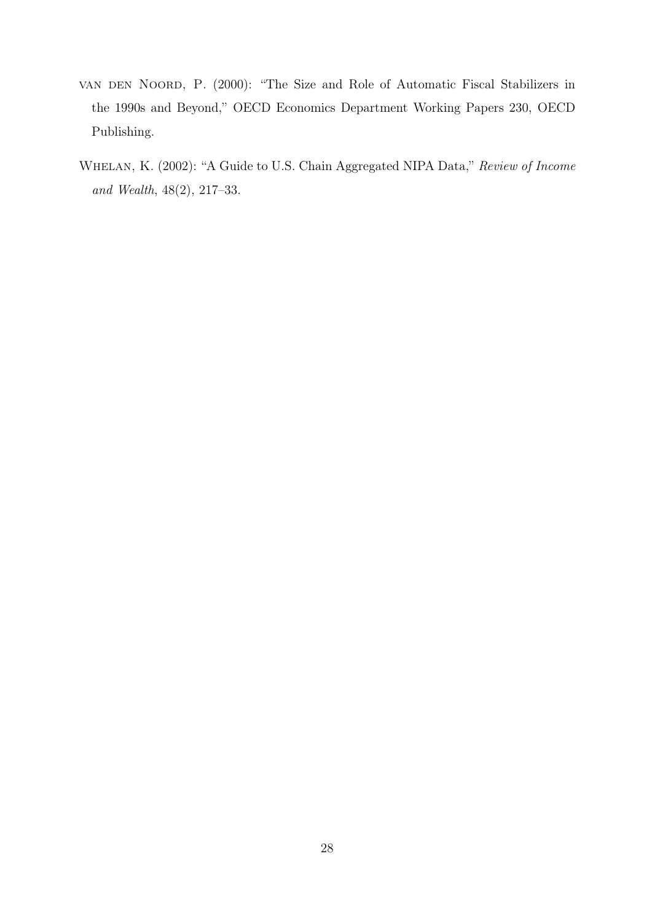van den Noord, P. (2000): "The Size and Role of Automatic Fiscal Stabilizers in the 1990s and Beyond," OECD Economics Department Working Papers 230, OECD Publishing.

Whelan, K. (2002): "A Guide to U.S. Chain Aggregated NIPA Data," *Review of Income and Wealth*, 48(2), 217–33.